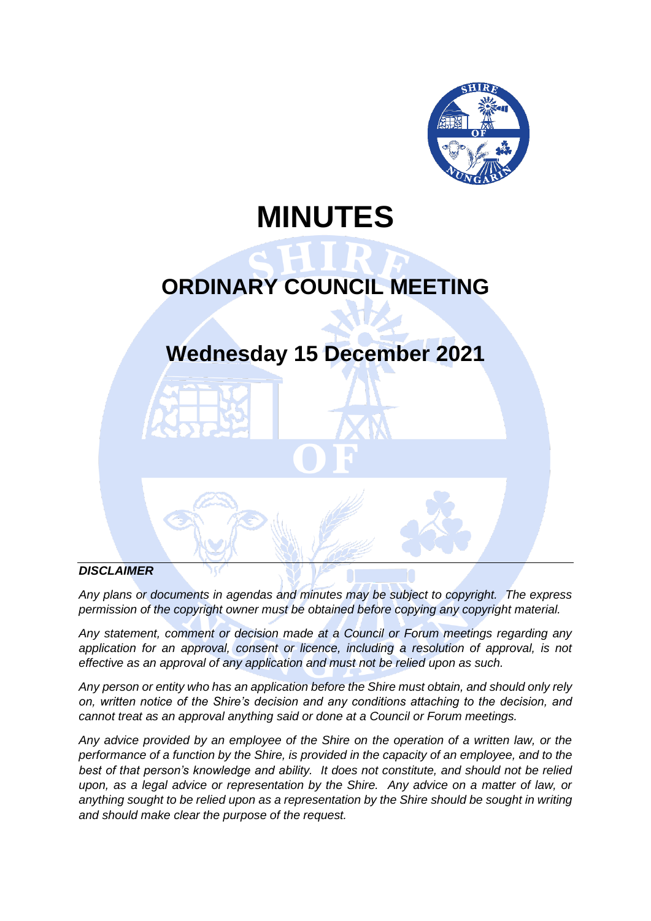# MINUTES

## ORDINARY COUNCIL MEETING

## Wednesday 15 December 2021

***DISCLAIMER***

*Any plans or documents in agendas and minutes may be subject to copyright. The express permission of the copyright owner must be obtained before copying any copyright material.*

*Any statement, comment or decision made at a Council or Forum meetings regarding any application for an approval, consent or licence, including a resolution of approval, is not effective as an approval of any application and must not be relied upon as such.*

*Any person or entity who has an application before the Shire must obtain, and should only rely on, written notice of the Shire's decision and any conditions attaching to the decision, and cannot treat as an approval anything said or done at a Council or Forum meetings.*

*Any advice provided by an employee of the Shire on the operation of a written law, or the performance of a function by the Shire, is provided in the capacity of an employee, and to the best of that person's knowledge and ability. It does not constitute, and should not be relied upon, as a legal advice or representation by the Shire. Any advice on a matter of law, or anything sought to be relied upon as a representation by the Shire should be sought in writing and should make clear the purpose of the request.*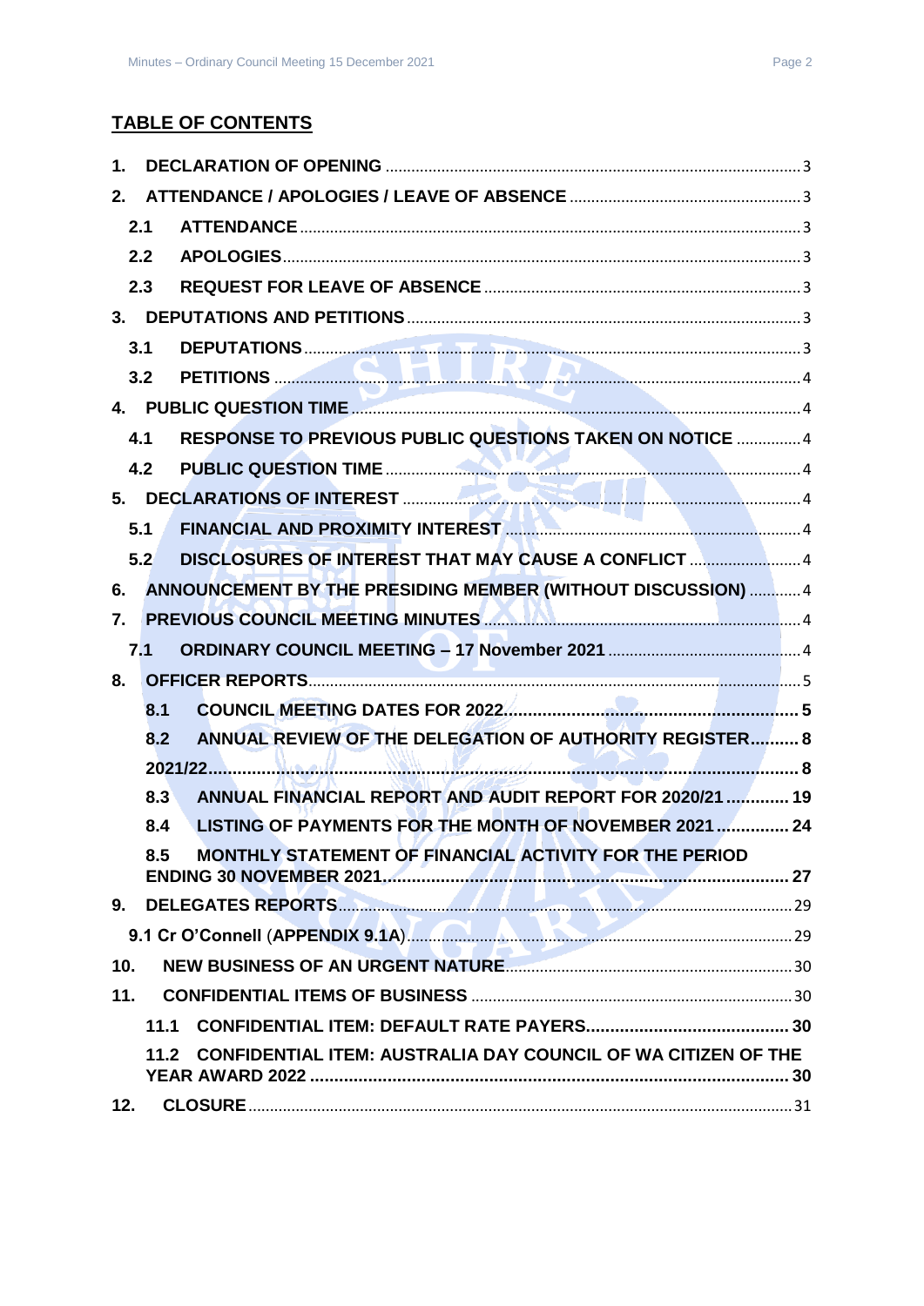## TABLE OF CONTENTS

1. DECLARATION OF OPENING ..... 3
2. ATTENDANCE / APOLOGIES / LEAVE OF ABSENCE ..... 3
   - 2.1 ATTENDANCE ..... 3
   - 2.2 APOLOGIES ..... 3
   - 2.3 REQUEST FOR LEAVE OF ABSENCE ..... 3
3. DEPUTATIONS AND PETITIONS ..... 3
   - 3.1 DEPUTATIONS ..... 3
   - 3.2 PETITIONS ..... 4
4. PUBLIC QUESTION TIME ..... 4
   - 4.1 RESPONSE TO PREVIOUS PUBLIC QUESTIONS TAKEN ON NOTICE ..... 4
   - 4.2 PUBLIC QUESTION TIME ..... 4
5. DECLARATIONS OF INTEREST ..... 4
   - 5.1 FINANCIAL AND PROXIMITY INTEREST ..... 4
   - 5.2 DISCLOSURES OF INTEREST THAT MAY CAUSE A CONFLICT ..... 4
6. ANNOUNCEMENT BY THE PRESIDING MEMBER (WITHOUT DISCUSSION) ..... 4
7. PREVIOUS COUNCIL MEETING MINUTES ..... 4
   - 7.1 ORDINARY COUNCIL MEETING – 17 November 2021 ..... 4
8. OFFICER REPORTS ..... 5
   - 8.1 COUNCIL MEETING DATES FOR 2022 ..... 5
   - 8.2 ANNUAL REVIEW OF THE DELEGATION OF AUTHORITY REGISTER ..... 8
   - 2021/22 ..... 8
   - 8.3 ANNUAL FINANCIAL REPORT AND AUDIT REPORT FOR 2020/21 ..... 19
   - 8.4 LISTING OF PAYMENTS FOR THE MONTH OF NOVEMBER 2021 ..... 24
   - 8.5 MONTHLY STATEMENT OF FINANCIAL ACTIVITY FOR THE PERIOD ENDING 30 NOVEMBER 2021 ..... 27
9. DELEGATES REPORTS ..... 29
   - 9.1 Cr O'Connell (APPENDIX 9.1A) ..... 29
10. NEW BUSINESS OF AN URGENT NATURE ..... 30
11. CONFIDENTIAL ITEMS OF BUSINESS ..... 30
    - 11.1 CONFIDENTIAL ITEM: DEFAULT RATE PAYERS ..... 30
    - 11.2 CONFIDENTIAL ITEM: AUSTRALIA DAY COUNCIL OF WA CITIZEN OF THE YEAR AWARD 2022 ..... 30
12. CLOSURE ..... 31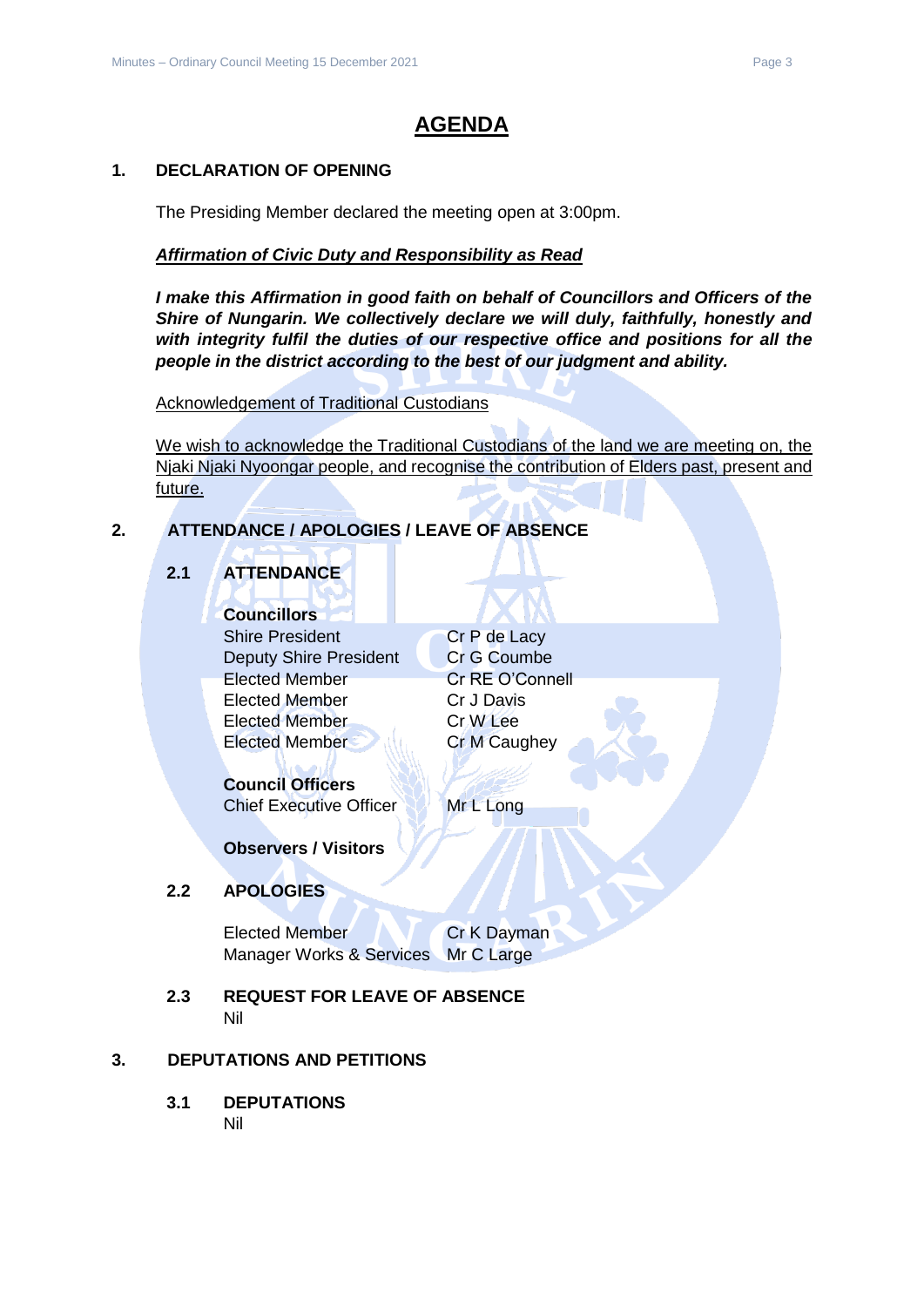# AGENDA

## 1. DECLARATION OF OPENING

The Presiding Member declared the meeting open at 3:00pm.

***Affirmation of Civic Duty and Responsibility as Read***

***I make this Affirmation in good faith on behalf of Councillors and Officers of the Shire of Nungarin. We collectively declare we will duly, faithfully, honestly and with integrity fulfil the duties of our respective office and positions for all the people in the district according to the best of our judgment and ability.***

Acknowledgement of Traditional Custodians

We wish to acknowledge the Traditional Custodians of the land we are meeting on, the Njaki Njaki Nyoongar people, and recognise the contribution of Elders past, present and future.

## 2. ATTENDANCE / APOLOGIES / LEAVE OF ABSENCE

### 2.1 ATTENDANCE

**Councillors**

| | |
|---|---|
| Shire President | Cr P de Lacy |
| Deputy Shire President | Cr G Coumbe |
| Elected Member | Cr RE O'Connell |
| Elected Member | Cr J Davis |
| Elected Member | Cr W Lee |
| Elected Member | Cr M Caughey |

**Council Officers**

| | |
|---|---|
| Chief Executive Officer | Mr L Long |

**Observers / Visitors**

### 2.2 APOLOGIES

| | |
|---|---|
| Elected Member | Cr K Dayman |
| Manager Works & Services | Mr C Large |

### 2.3 REQUEST FOR LEAVE OF ABSENCE

Nil

## 3. DEPUTATIONS AND PETITIONS

### 3.1 DEPUTATIONS

Nil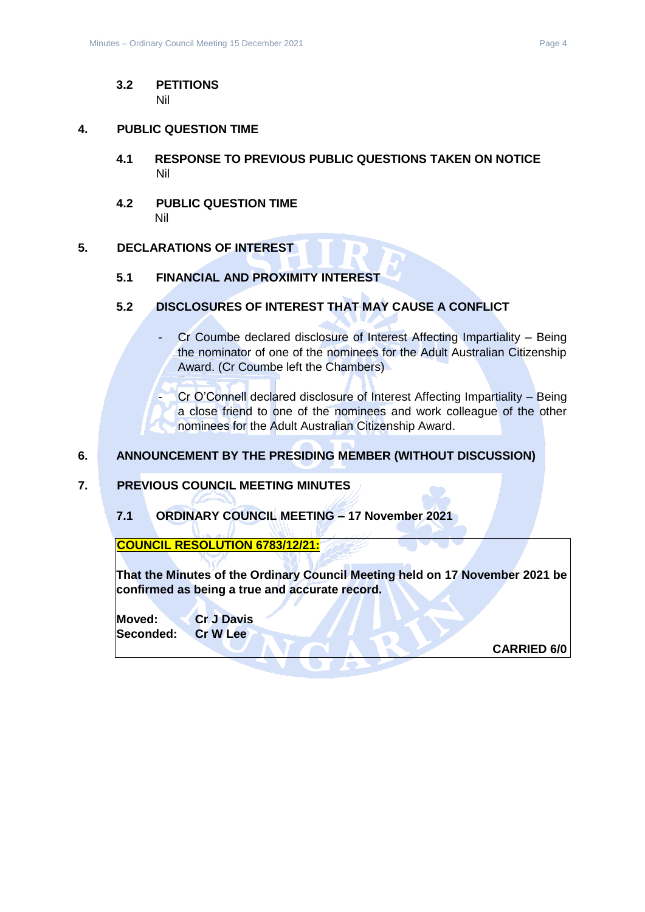### 3.2 PETITIONS

Nil

## 4. PUBLIC QUESTION TIME

### 4.1 RESPONSE TO PREVIOUS PUBLIC QUESTIONS TAKEN ON NOTICE

Nil

### 4.2 PUBLIC QUESTION TIME

Nil

## 5. DECLARATIONS OF INTEREST

### 5.1 FINANCIAL AND PROXIMITY INTEREST

### 5.2 DISCLOSURES OF INTEREST THAT MAY CAUSE A CONFLICT

- Cr Coumbe declared disclosure of Interest Affecting Impartiality – Being the nominator of one of the nominees for the Adult Australian Citizenship Award. (Cr Coumbe left the Chambers)
- Cr O'Connell declared disclosure of Interest Affecting Impartiality – Being a close friend to one of the nominees and work colleague of the other nominees for the Adult Australian Citizenship Award.

## 6. ANNOUNCEMENT BY THE PRESIDING MEMBER (WITHOUT DISCUSSION)

## 7. PREVIOUS COUNCIL MEETING MINUTES

### 7.1 ORDINARY COUNCIL MEETING – 17 November 2021

**COUNCIL RESOLUTION 6783/12/21:**

**That the Minutes of the Ordinary Council Meeting held on 17 November 2021 be confirmed as being a true and accurate record.**

**Moved:** **Cr J Davis**
**Seconded:** **Cr W Lee**

**CARRIED 6/0**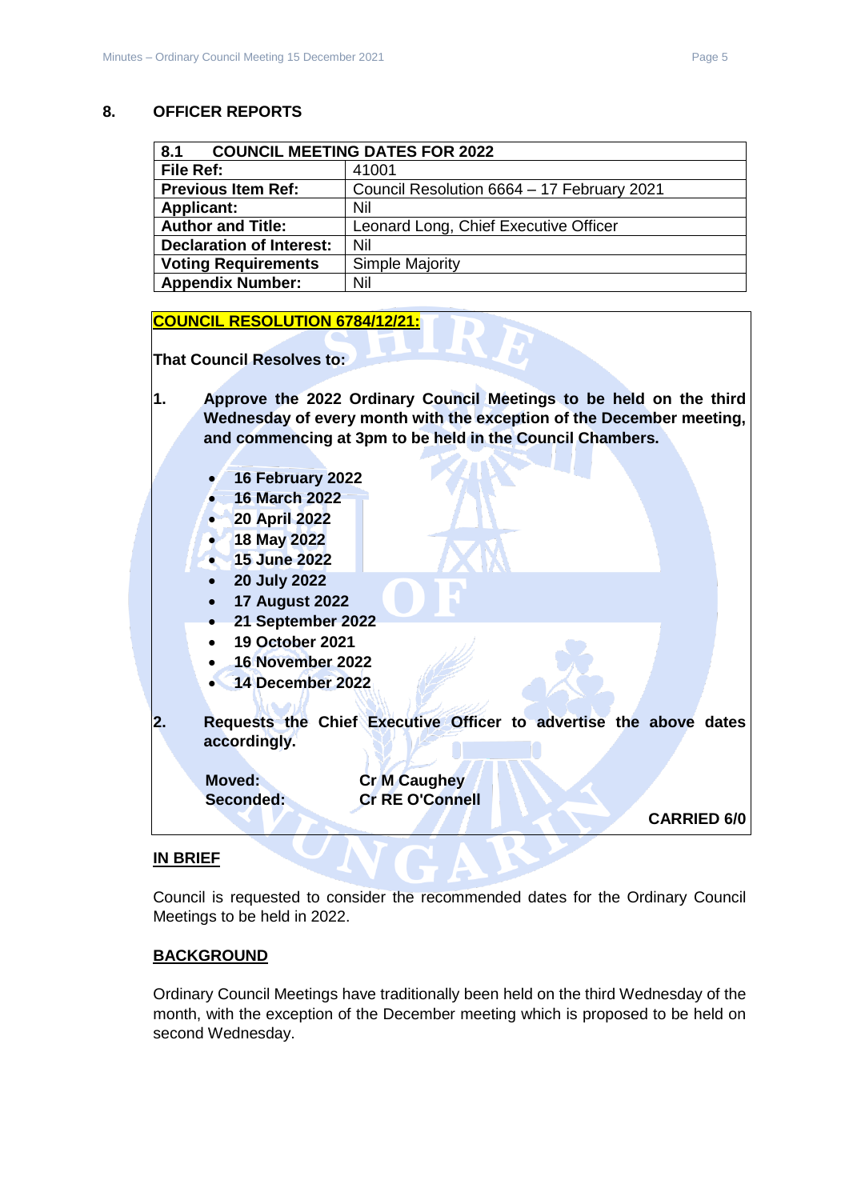## 8. OFFICER REPORTS

| 8.1 COUNCIL MEETING DATES FOR 2022 | |
|---|---|
| **File Ref:** | 41001 |
| **Previous Item Ref:** | Council Resolution 6664 – 17 February 2021 |
| **Applicant:** | Nil |
| **Author and Title:** | Leonard Long, Chief Executive Officer |
| **Declaration of Interest:** | Nil |
| **Voting Requirements** | Simple Majority |
| **Appendix Number:** | Nil |

**COUNCIL RESOLUTION 6784/12/21:**

**That Council Resolves to:**

1. **Approve the 2022 Ordinary Council Meetings to be held on the third Wednesday of every month with the exception of the December meeting, and commencing at 3pm to be held in the Council Chambers.**

   - **16 February 2022**
   - **16 March 2022**
   - **20 April 2022**
   - **18 May 2022**
   - **15 June 2022**
   - **20 July 2022**
   - **17 August 2022**
   - **21 September 2022**
   - **19 October 2021**
   - **16 November 2022**
   - **14 December 2022**

2. **Requests the Chief Executive Officer to advertise the above dates accordingly.**

**Moved:** **Cr M Caughey**
**Seconded:** **Cr RE O'Connell**

**CARRIED 6/0**

### IN BRIEF

Council is requested to consider the recommended dates for the Ordinary Council Meetings to be held in 2022.

### BACKGROUND

Ordinary Council Meetings have traditionally been held on the third Wednesday of the month, with the exception of the December meeting which is proposed to be held on second Wednesday.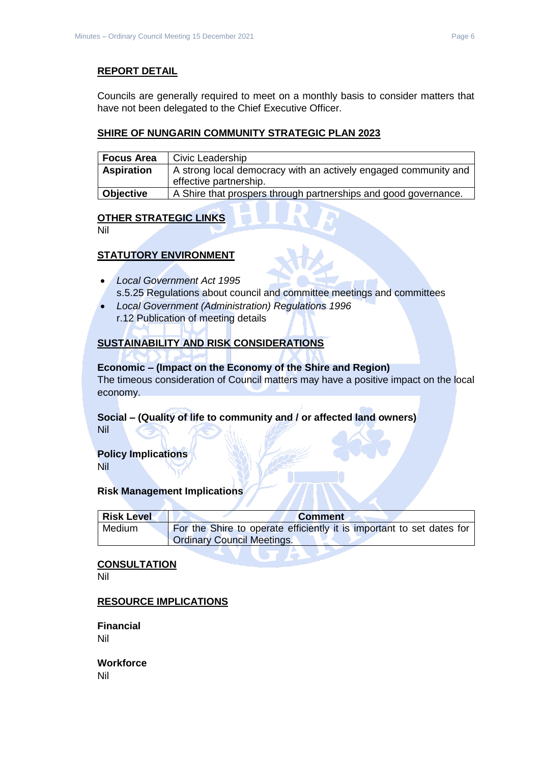## REPORT DETAIL

Councils are generally required to meet on a monthly basis to consider matters that have not been delegated to the Chief Executive Officer.

## SHIRE OF NUNGARIN COMMUNITY STRATEGIC PLAN 2023

| **Focus Area** | Civic Leadership |
|---|---|
| **Aspiration** | A strong local democracy with an actively engaged community and effective partnership. |
| **Objective** | A Shire that prospers through partnerships and good governance. |

## OTHER STRATEGIC LINKS

Nil

## STATUTORY ENVIRONMENT

- *Local Government Act 1995*
  s.5.25 Regulations about council and committee meetings and committees
- *Local Government (Administration) Regulations 1996*
  r.12 Publication of meeting details

## SUSTAINABILITY AND RISK CONSIDERATIONS

**Economic – (Impact on the Economy of the Shire and Region)**
The timeous consideration of Council matters may have a positive impact on the local economy.

**Social – (Quality of life to community and / or affected land owners)**
Nil

**Policy Implications**
Nil

**Risk Management Implications**

| **Risk Level** | **Comment** |
|---|---|
| Medium | For the Shire to operate efficiently it is important to set dates for Ordinary Council Meetings. |

## CONSULTATION

Nil

## RESOURCE IMPLICATIONS

**Financial**
Nil

**Workforce**
Nil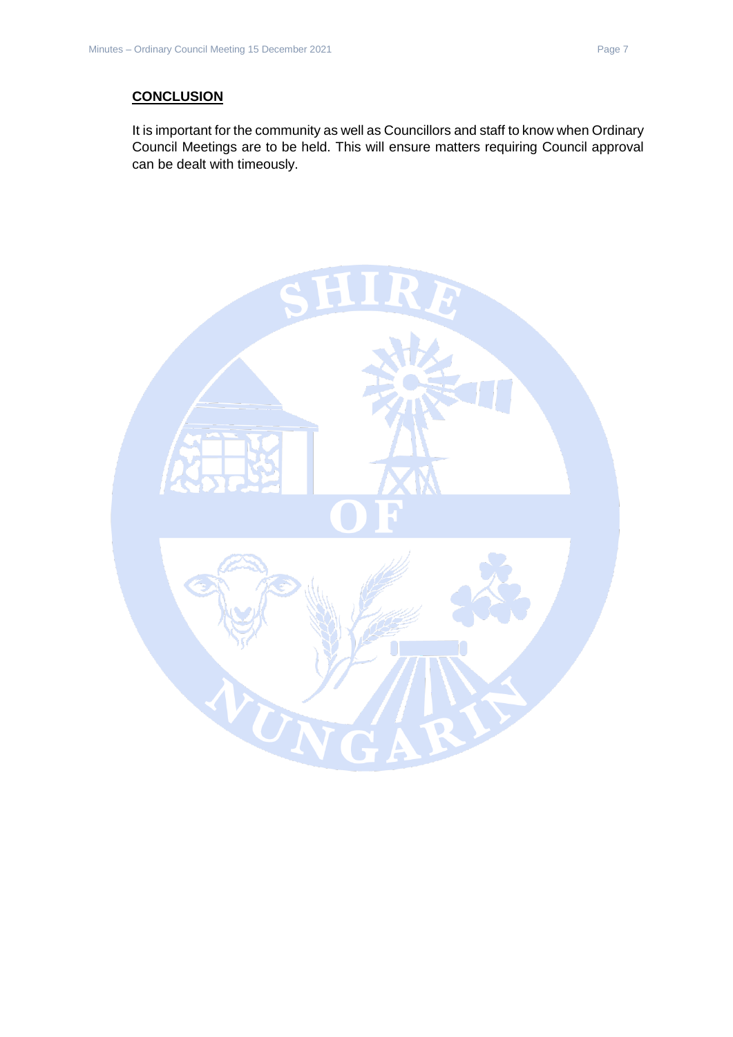## CONCLUSION

It is important for the community as well as Councillors and staff to know when Ordinary Council Meetings are to be held. This will ensure matters requiring Council approval can be dealt with timeously.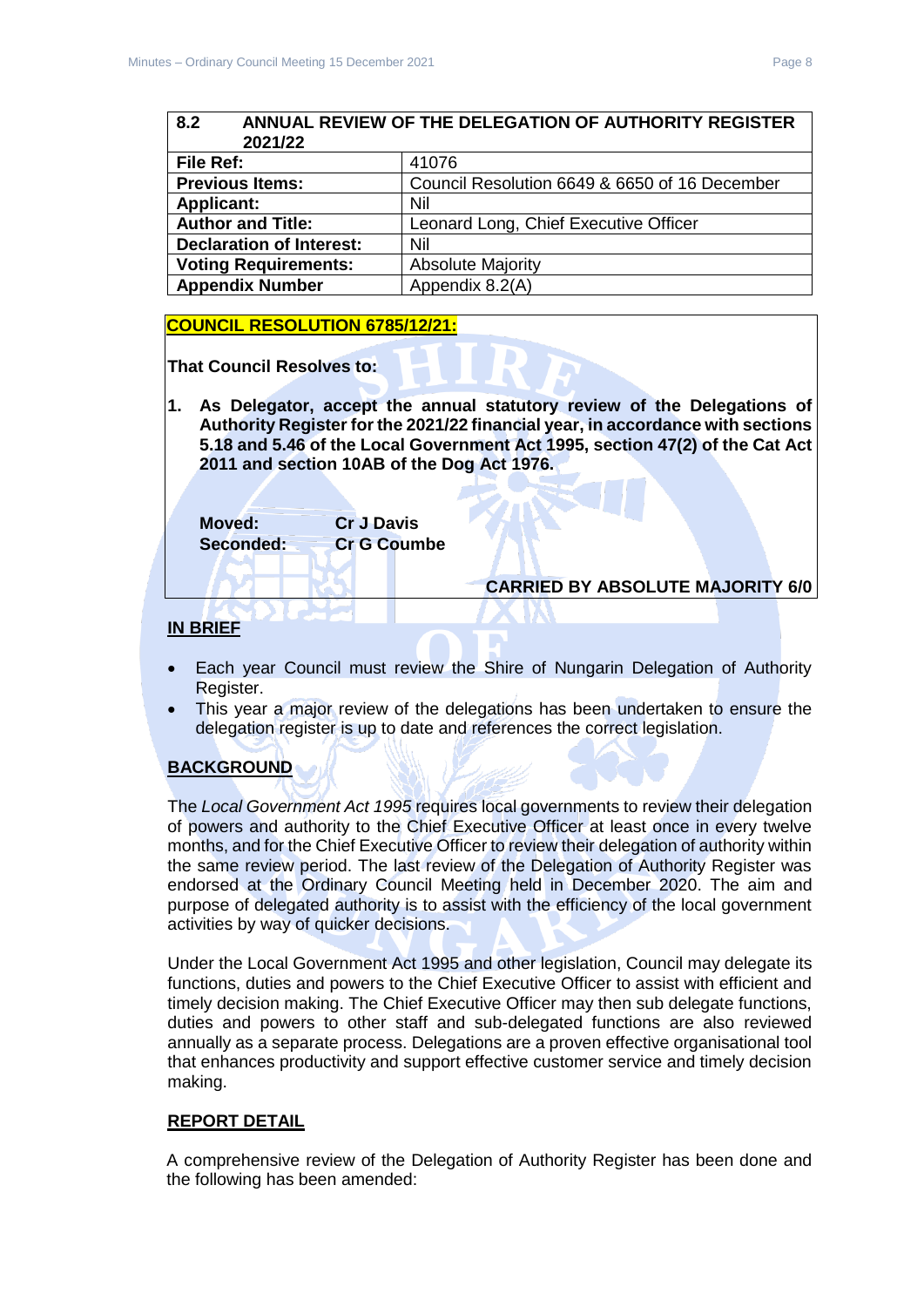| 8.2 ANNUAL REVIEW OF THE DELEGATION OF AUTHORITY REGISTER 2021/22 | |
|---|---|
| **File Ref:** | 41076 |
| **Previous Items:** | Council Resolution 6649 & 6650 of 16 December |
| **Applicant:** | Nil |
| **Author and Title:** | Leonard Long, Chief Executive Officer |
| **Declaration of Interest:** | Nil |
| **Voting Requirements:** | Absolute Majority |
| **Appendix Number** | Appendix 8.2(A) |

**COUNCIL RESOLUTION 6785/12/21:**

**That Council Resolves to:**

**1. As Delegator, accept the annual statutory review of the Delegations of Authority Register for the 2021/22 financial year, in accordance with sections 5.18 and 5.46 of the Local Government Act 1995, section 47(2) of the Cat Act 2011 and section 10AB of the Dog Act 1976.**

**Moved: Cr J Davis**
**Seconded: Cr G Coumbe**

**CARRIED BY ABSOLUTE MAJORITY 6/0**

**IN BRIEF**

- Each year Council must review the Shire of Nungarin Delegation of Authority Register.
- This year a major review of the delegations has been undertaken to ensure the delegation register is up to date and references the correct legislation.

**BACKGROUND**

The *Local Government Act 1995* requires local governments to review their delegation of powers and authority to the Chief Executive Officer at least once in every twelve months, and for the Chief Executive Officer to review their delegation of authority within the same review period. The last review of the Delegation of Authority Register was endorsed at the Ordinary Council Meeting held in December 2020. The aim and purpose of delegated authority is to assist with the efficiency of the local government activities by way of quicker decisions.

Under the Local Government Act 1995 and other legislation, Council may delegate its functions, duties and powers to the Chief Executive Officer to assist with efficient and timely decision making. The Chief Executive Officer may then sub delegate functions, duties and powers to other staff and sub-delegated functions are also reviewed annually as a separate process. Delegations are a proven effective organisational tool that enhances productivity and support effective customer service and timely decision making.

**REPORT DETAIL**

A comprehensive review of the Delegation of Authority Register has been done and the following has been amended: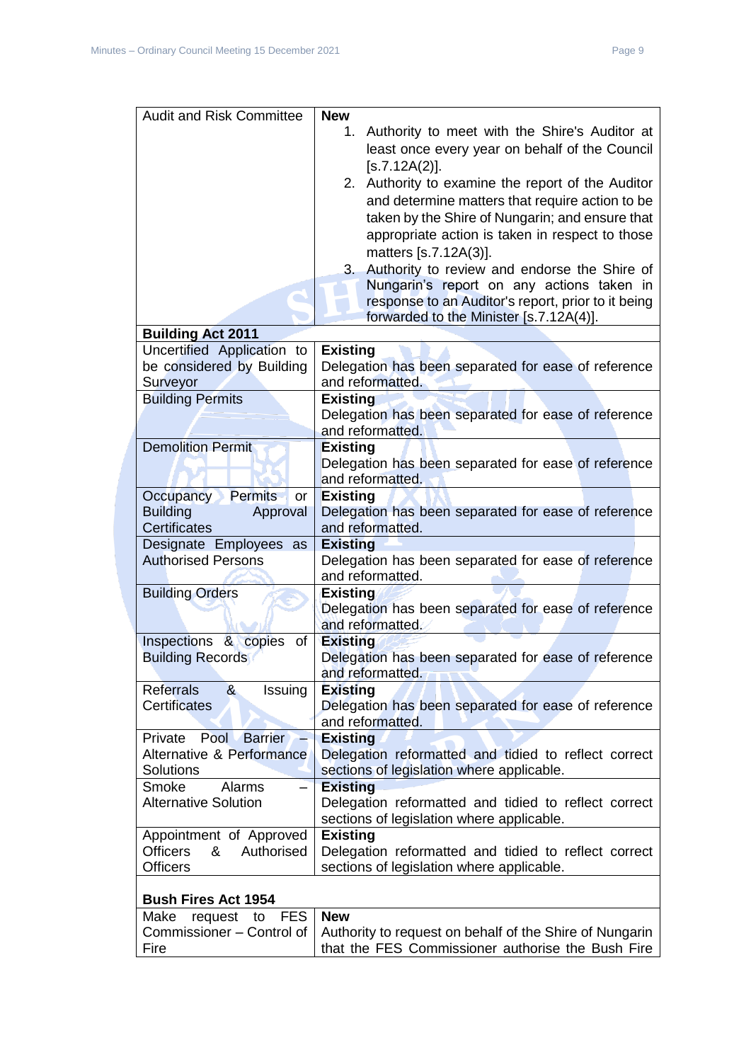| | |
|---|---|
| Audit and Risk Committee | **New**<br>1. Authority to meet with the Shire's Auditor at least once every year on behalf of the Council [s.7.12A(2)].<br>2. Authority to examine the report of the Auditor and determine matters that require action to be taken by the Shire of Nungarin; and ensure that appropriate action is taken in respect to those matters [s.7.12A(3)].<br>3. Authority to review and endorse the Shire of Nungarin's report on any actions taken in response to an Auditor's report, prior to it being forwarded to the Minister [s.7.12A(4)]. |
| **Building Act 2011** | |
| Uncertified Application to be considered by Building Surveyor | **Existing**<br>Delegation has been separated for ease of reference and reformatted. |
| Building Permits | **Existing**<br>Delegation has been separated for ease of reference and reformatted. |
| Demolition Permit | **Existing**<br>Delegation has been separated for ease of reference and reformatted. |
| Occupancy Permits or Building Approval Certificates | **Existing**<br>Delegation has been separated for ease of reference and reformatted. |
| Designate Employees as Authorised Persons | **Existing**<br>Delegation has been separated for ease of reference and reformatted. |
| Building Orders | **Existing**<br>Delegation has been separated for ease of reference and reformatted. |
| Inspections & copies of Building Records | **Existing**<br>Delegation has been separated for ease of reference and reformatted. |
| Referrals & Issuing Certificates | **Existing**<br>Delegation has been separated for ease of reference and reformatted. |
| Private Pool Barrier – Alternative & Performance Solutions | **Existing**<br>Delegation reformatted and tidied to reflect correct sections of legislation where applicable. |
| Smoke Alarms – Alternative Solution | **Existing**<br>Delegation reformatted and tidied to reflect correct sections of legislation where applicable. |
| Appointment of Approved Officers & Authorised Officers | **Existing**<br>Delegation reformatted and tidied to reflect correct sections of legislation where applicable. |
| **Bush Fires Act 1954** | |
| Make request to FES Commissioner – Control of Fire | **New**<br>Authority to request on behalf of the Shire of Nungarin that the FES Commissioner authorise the Bush Fire |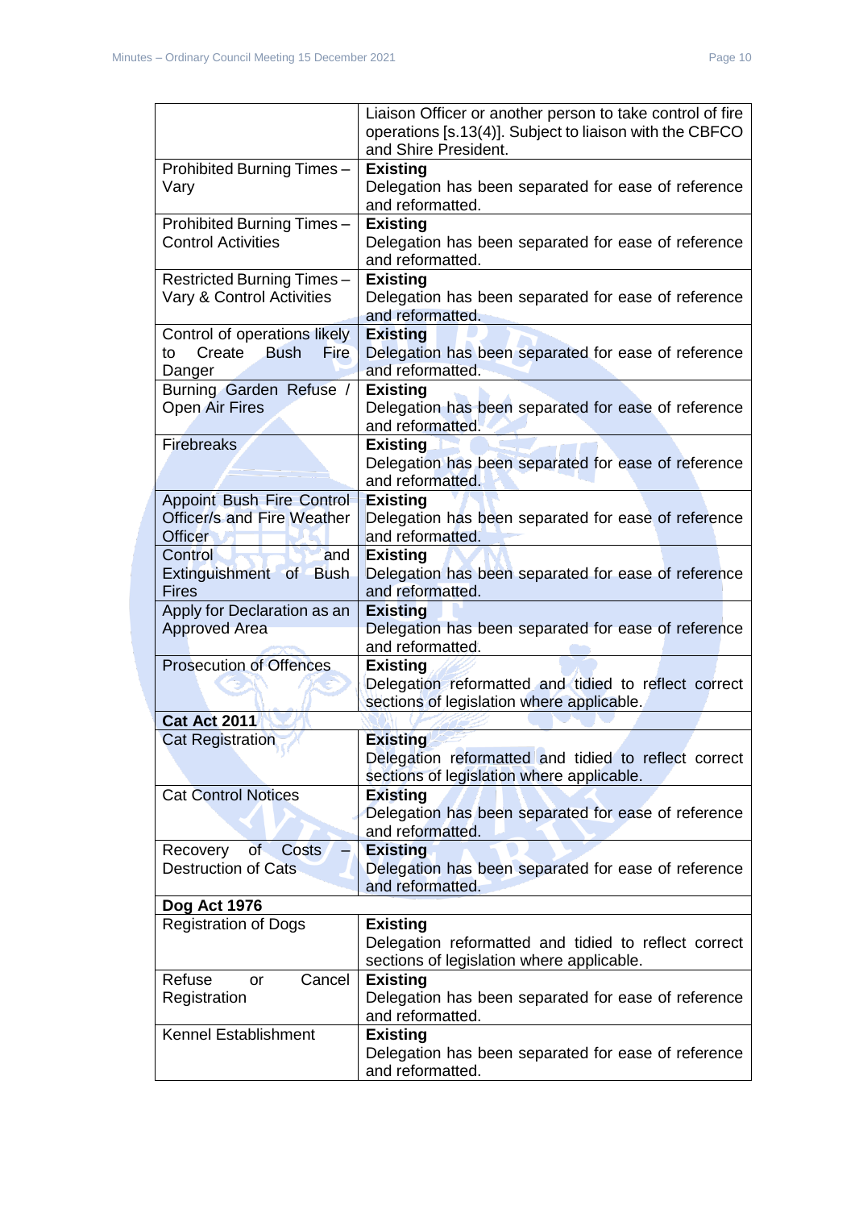| | |
|---|---|
| | Liaison Officer or another person to take control of fire operations [s.13(4)]. Subject to liaison with the CBFCO and Shire President. |
| Prohibited Burning Times – Vary | **Existing** Delegation has been separated for ease of reference and reformatted. |
| Prohibited Burning Times – Control Activities | **Existing** Delegation has been separated for ease of reference and reformatted. |
| Restricted Burning Times – Vary & Control Activities | **Existing** Delegation has been separated for ease of reference and reformatted. |
| Control of operations likely to Create Bush Fire Danger | **Existing** Delegation has been separated for ease of reference and reformatted. |
| Burning Garden Refuse / Open Air Fires | **Existing** Delegation has been separated for ease of reference and reformatted. |
| Firebreaks | **Existing** Delegation has been separated for ease of reference and reformatted. |
| Appoint Bush Fire Control Officer/s and Fire Weather Officer | **Existing** Delegation has been separated for ease of reference and reformatted. |
| Control and Extinguishment of Bush Fires | **Existing** Delegation has been separated for ease of reference and reformatted. |
| Apply for Declaration as an Approved Area | **Existing** Delegation has been separated for ease of reference and reformatted. |
| Prosecution of Offences | **Existing** Delegation reformatted and tidied to reflect correct sections of legislation where applicable. |
| **Cat Act 2011** | |
| Cat Registration | **Existing** Delegation reformatted and tidied to reflect correct sections of legislation where applicable. |
| Cat Control Notices | **Existing** Delegation has been separated for ease of reference and reformatted. |
| Recovery of Costs – Destruction of Cats | **Existing** Delegation has been separated for ease of reference and reformatted. |
| **Dog Act 1976** | |
| Registration of Dogs | **Existing** Delegation reformatted and tidied to reflect correct sections of legislation where applicable. |
| Refuse or Cancel Registration | **Existing** Delegation has been separated for ease of reference and reformatted. |
| Kennel Establishment | **Existing** Delegation has been separated for ease of reference and reformatted. |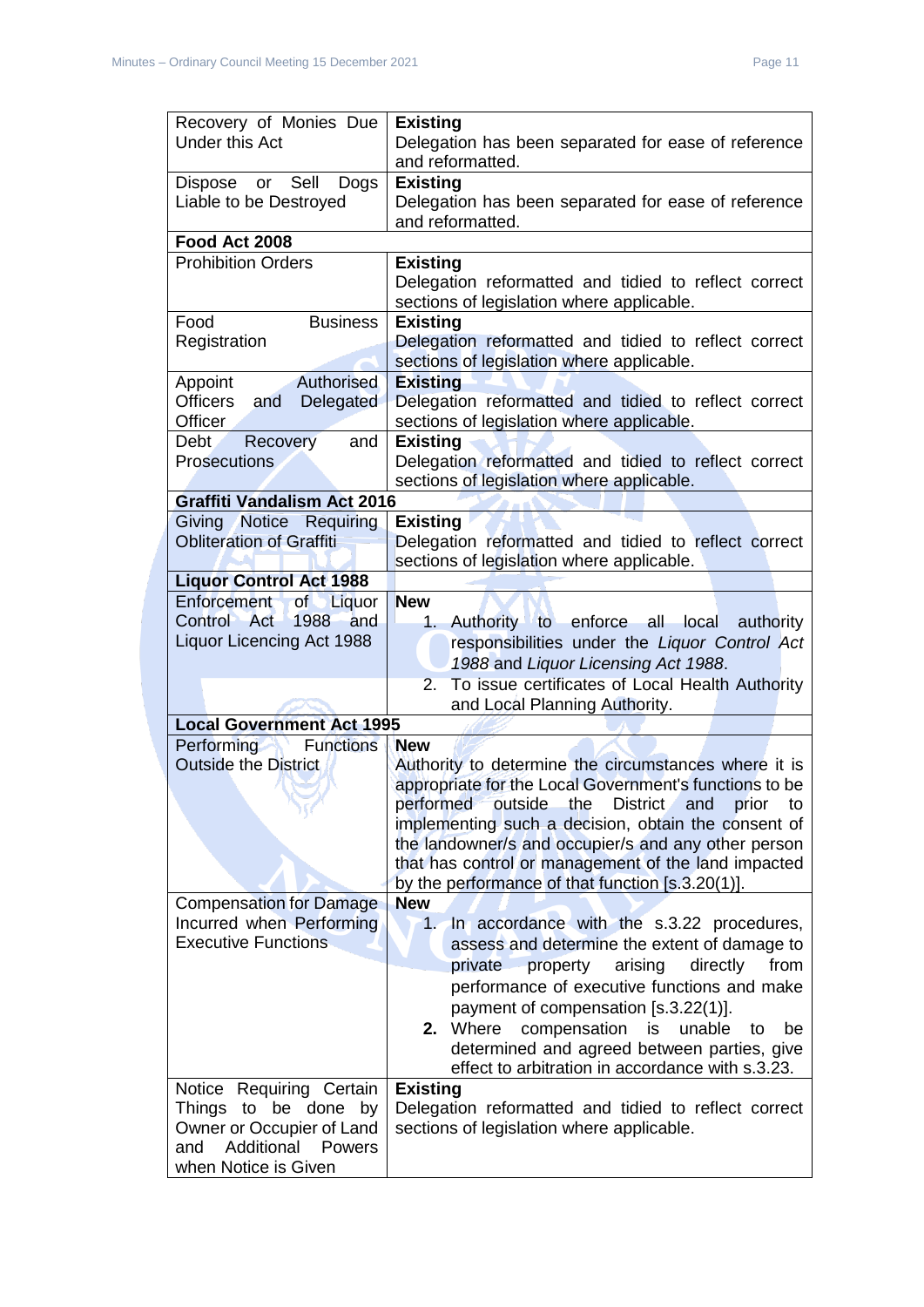| | |
|---|---|
| Recovery of Monies Due Under this Act | **Existing**<br>Delegation has been separated for ease of reference and reformatted. |
| Dispose or Sell Dogs Liable to be Destroyed | **Existing**<br>Delegation has been separated for ease of reference and reformatted. |
| **Food Act 2008** | |
| Prohibition Orders | **Existing**<br>Delegation reformatted and tidied to reflect correct sections of legislation where applicable. |
| Food Business Registration | **Existing**<br>Delegation reformatted and tidied to reflect correct sections of legislation where applicable. |
| Appoint Authorised Officers and Delegated Officer | **Existing**<br>Delegation reformatted and tidied to reflect correct sections of legislation where applicable. |
| Debt Recovery and Prosecutions | **Existing**<br>Delegation reformatted and tidied to reflect correct sections of legislation where applicable. |
| **Graffiti Vandalism Act 2016** | |
| Giving Notice Requiring Obliteration of Graffiti | **Existing**<br>Delegation reformatted and tidied to reflect correct sections of legislation where applicable. |
| **Liquor Control Act 1988** | |
| Enforcement of Liquor Control Act 1988 and Liquor Licencing Act 1988 | **New**<br>1. Authority to enforce all local authority responsibilities under the *Liquor Control Act 1988* and *Liquor Licensing Act 1988*.<br>2. To issue certificates of Local Health Authority and Local Planning Authority. |
| **Local Government Act 1995** | |
| Performing Functions Outside the District | **New**<br>Authority to determine the circumstances where it is appropriate for the Local Government's functions to be performed outside the District and prior to implementing such a decision, obtain the consent of the landowner/s and occupier/s and any other person that has control or management of the land impacted by the performance of that function [s.3.20(1)]. |
| Compensation for Damage Incurred when Performing Executive Functions | **New**<br>1. In accordance with the s.3.22 procedures, assess and determine the extent of damage to private property arising directly from performance of executive functions and make payment of compensation [s.3.22(1)].<br>**2.** Where compensation is unable to be determined and agreed between parties, give effect to arbitration in accordance with s.3.23. |
| Notice Requiring Certain Things to be done by Owner or Occupier of Land and Additional Powers when Notice is Given | **Existing**<br>Delegation reformatted and tidied to reflect correct sections of legislation where applicable. |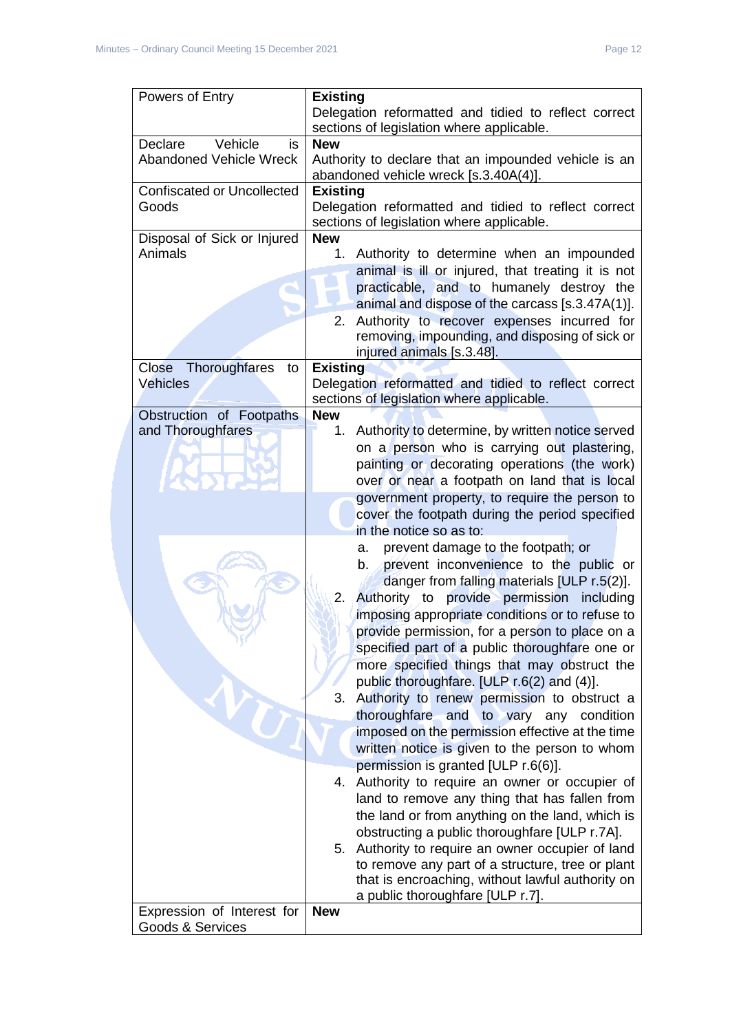| Powers of Entry | **Existing**<br>Delegation reformatted and tidied to reflect correct sections of legislation where applicable. |
|---|---|
| Declare Vehicle is Abandoned Vehicle Wreck | **New**<br>Authority to declare that an impounded vehicle is an abandoned vehicle wreck [s.3.40A(4)]. |
| Confiscated or Uncollected Goods | **Existing**<br>Delegation reformatted and tidied to reflect correct sections of legislation where applicable. |
| Disposal of Sick or Injured Animals | **New**<br>1. Authority to determine when an impounded animal is ill or injured, that treating it is not practicable, and to humanely destroy the animal and dispose of the carcass [s.3.47A(1)].<br>2. Authority to recover expenses incurred for removing, impounding, and disposing of sick or injured animals [s.3.48]. |
| Close Thoroughfares to Vehicles | **Existing**<br>Delegation reformatted and tidied to reflect correct sections of legislation where applicable. |
| Obstruction of Footpaths and Thoroughfares | **New**<br>1. Authority to determine, by written notice served on a person who is carrying out plastering, painting or decorating operations (the work) over or near a footpath on land that is local government property, to require the person to cover the footpath during the period specified in the notice so as to:<br>a. prevent damage to the footpath; or<br>b. prevent inconvenience to the public or danger from falling materials [ULP r.5(2)].<br>2. Authority to provide permission including imposing appropriate conditions or to refuse to provide permission, for a person to place on a specified part of a public thoroughfare one or more specified things that may obstruct the public thoroughfare. [ULP r.6(2) and (4)].<br>3. Authority to renew permission to obstruct a thoroughfare and to vary any condition imposed on the permission effective at the time written notice is given to the person to whom permission is granted [ULP r.6(6)].<br>4. Authority to require an owner or occupier of land to remove any thing that has fallen from the land or from anything on the land, which is obstructing a public thoroughfare [ULP r.7A].<br>5. Authority to require an owner occupier of land to remove any part of a structure, tree or plant that is encroaching, without lawful authority on a public thoroughfare [ULP r.7]. |
| Expression of Interest for Goods & Services | **New** |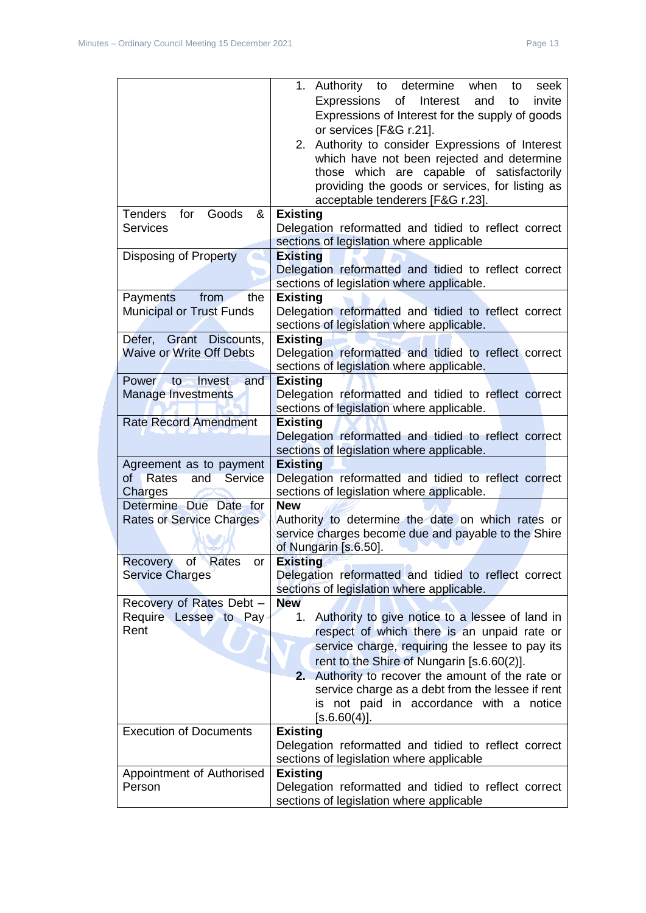| | |
|---|---|
| | 1. Authority to determine when to seek Expressions of Interest and to invite Expressions of Interest for the supply of goods or services [F&G r.21].<br>2. Authority to consider Expressions of Interest which have not been rejected and determine those which are capable of satisfactorily providing the goods or services, for listing as acceptable tenderers [F&G r.23]. |
| Tenders for Goods & Services | **Existing**<br>Delegation reformatted and tidied to reflect correct sections of legislation where applicable |
| Disposing of Property | **Existing**<br>Delegation reformatted and tidied to reflect correct sections of legislation where applicable. |
| Payments from the Municipal or Trust Funds | **Existing**<br>Delegation reformatted and tidied to reflect correct sections of legislation where applicable. |
| Defer, Grant Discounts, Waive or Write Off Debts | **Existing**<br>Delegation reformatted and tidied to reflect correct sections of legislation where applicable. |
| Power to Invest and Manage Investments | **Existing**<br>Delegation reformatted and tidied to reflect correct sections of legislation where applicable. |
| Rate Record Amendment | **Existing**<br>Delegation reformatted and tidied to reflect correct sections of legislation where applicable. |
| Agreement as to payment of Rates and Service Charges | **Existing**<br>Delegation reformatted and tidied to reflect correct sections of legislation where applicable. |
| Determine Due Date for Rates or Service Charges | **New**<br>Authority to determine the date on which rates or service charges become due and payable to the Shire of Nungarin [s.6.50]. |
| Recovery of Rates or Service Charges | **Existing**<br>Delegation reformatted and tidied to reflect correct sections of legislation where applicable. |
| Recovery of Rates Debt – Require Lessee to Pay Rent | **New**<br>1. Authority to give notice to a lessee of land in respect of which there is an unpaid rate or service charge, requiring the lessee to pay its rent to the Shire of Nungarin [s.6.60(2)].<br>**2.** Authority to recover the amount of the rate or service charge as a debt from the lessee if rent is not paid in accordance with a notice [s.6.60(4)]. |
| Execution of Documents | **Existing**<br>Delegation reformatted and tidied to reflect correct sections of legislation where applicable |
| Appointment of Authorised Person | **Existing**<br>Delegation reformatted and tidied to reflect correct sections of legislation where applicable |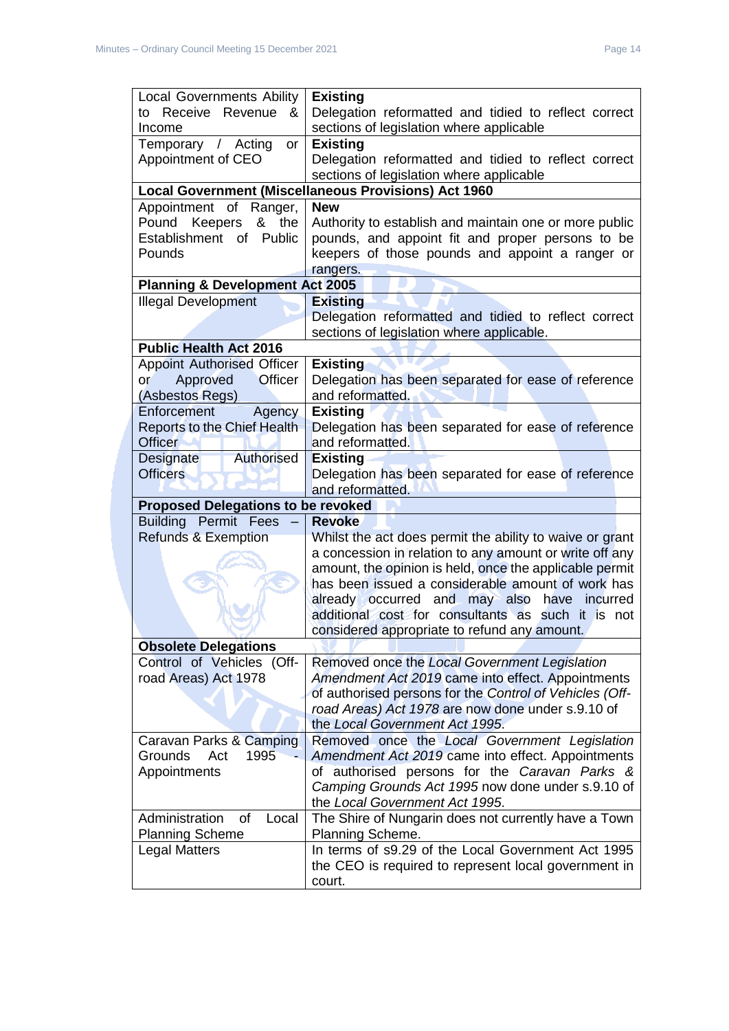| | |
|---|---|
| Local Governments Ability to Receive Revenue & Income | **Existing**<br>Delegation reformatted and tidied to reflect correct sections of legislation where applicable |
| Temporary / Acting or Appointment of CEO | **Existing**<br>Delegation reformatted and tidied to reflect correct sections of legislation where applicable |
| **Local Government (Miscellaneous Provisions) Act 1960** | |
| Appointment of Ranger, Pound Keepers & the Establishment of Public Pounds | **New**<br>Authority to establish and maintain one or more public pounds, and appoint fit and proper persons to be keepers of those pounds and appoint a ranger or rangers. |
| **Planning & Development Act 2005** | |
| Illegal Development | **Existing**<br>Delegation reformatted and tidied to reflect correct sections of legislation where applicable. |
| **Public Health Act 2016** | |
| Appoint Authorised Officer or Approved Officer (Asbestos Regs) | **Existing**<br>Delegation has been separated for ease of reference and reformatted. |
| Enforcement Agency Reports to the Chief Health Officer | **Existing**<br>Delegation has been separated for ease of reference and reformatted. |
| Designate Authorised Officers | **Existing**<br>Delegation has been separated for ease of reference and reformatted. |
| **Proposed Delegations to be revoked** | |
| Building Permit Fees – Refunds & Exemption | **Revoke**<br>Whilst the act does permit the ability to waive or grant a concession in relation to any amount or write off any amount, the opinion is held, once the applicable permit has been issued a considerable amount of work has already occurred and may also have incurred additional cost for consultants as such it is not considered appropriate to refund any amount. |
| **Obsolete Delegations** | |
| Control of Vehicles (Off-road Areas) Act 1978 | Removed once the *Local Government Legislation Amendment Act 2019* came into effect. Appointments of authorised persons for the *Control of Vehicles (Off-road Areas) Act 1978* are now done under s.9.10 of the *Local Government Act 1995*. |
| Caravan Parks & Camping Grounds Act 1995 - Appointments | Removed once the *Local Government Legislation Amendment Act 2019* came into effect. Appointments of authorised persons for the *Caravan Parks & Camping Grounds Act 1995* now done under s.9.10 of the *Local Government Act 1995*. |
| Administration of Local Planning Scheme | The Shire of Nungarin does not currently have a Town Planning Scheme. |
| Legal Matters | In terms of s9.29 of the Local Government Act 1995 the CEO is required to represent local government in court. |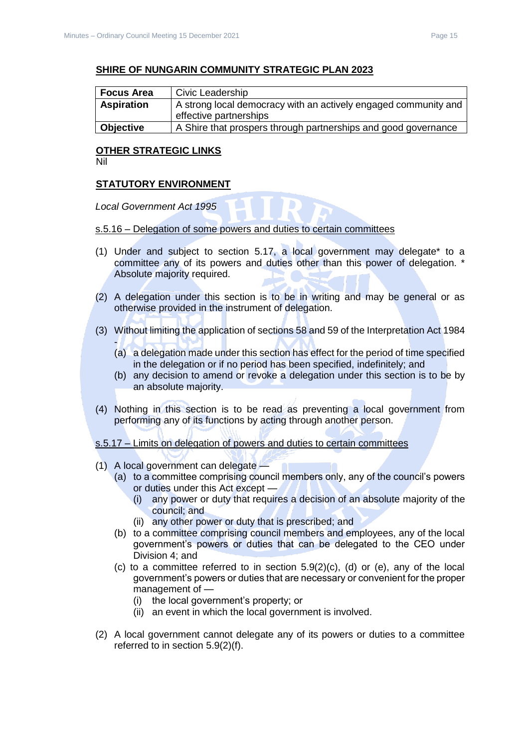**SHIRE OF NUNGARIN COMMUNITY STRATEGIC PLAN 2023**

| **Focus Area** | Civic Leadership |
|---|---|
| **Aspiration** | A strong local democracy with an actively engaged community and effective partnerships |
| **Objective** | A Shire that prospers through partnerships and good governance |

**OTHER STRATEGIC LINKS**

Nil

**STATUTORY ENVIRONMENT**

*Local Government Act 1995*

s.5.16 – Delegation of some powers and duties to certain committees

(1) Under and subject to section 5.17, a local government may delegate* to a committee any of its powers and duties other than this power of delegation. * Absolute majority required.

(2) A delegation under this section is to be in writing and may be general or as otherwise provided in the instrument of delegation.

(3) Without limiting the application of sections 58 and 59 of the Interpretation Act 1984 -
   (a) a delegation made under this section has effect for the period of time specified in the delegation or if no period has been specified, indefinitely; and
   (b) any decision to amend or revoke a delegation under this section is to be by an absolute majority.

(4) Nothing in this section is to be read as preventing a local government from performing any of its functions by acting through another person.

s.5.17 – Limits on delegation of powers and duties to certain committees

(1) A local government can delegate —
   (a) to a committee comprising council members only, any of the council's powers or duties under this Act except —
      (i) any power or duty that requires a decision of an absolute majority of the council; and
      (ii) any other power or duty that is prescribed; and
   (b) to a committee comprising council members and employees, any of the local government's powers or duties that can be delegated to the CEO under Division 4; and
   (c) to a committee referred to in section 5.9(2)(c), (d) or (e), any of the local government's powers or duties that are necessary or convenient for the proper management of —
      (i) the local government's property; or
      (ii) an event in which the local government is involved.

(2) A local government cannot delegate any of its powers or duties to a committee referred to in section 5.9(2)(f).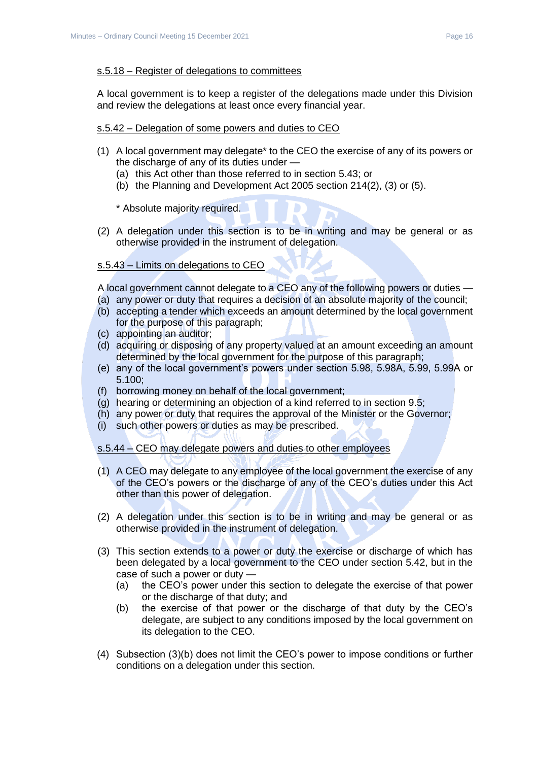<u>s.5.18 – Register of delegations to committees</u>

A local government is to keep a register of the delegations made under this Division and review the delegations at least once every financial year.

<u>s.5.42 – Delegation of some powers and duties to CEO</u>

(1) A local government may delegate* to the CEO the exercise of any of its powers or the discharge of any of its duties under —
  (a) this Act other than those referred to in section 5.43; or
  (b) the Planning and Development Act 2005 section 214(2), (3) or (5).

  * Absolute majority required.

(2) A delegation under this section is to be in writing and may be general or as otherwise provided in the instrument of delegation.

<u>s.5.43 – Limits on delegations to CEO</u>

A local government cannot delegate to a CEO any of the following powers or duties —
(a) any power or duty that requires a decision of an absolute majority of the council;
(b) accepting a tender which exceeds an amount determined by the local government for the purpose of this paragraph;
(c) appointing an auditor;
(d) acquiring or disposing of any property valued at an amount exceeding an amount determined by the local government for the purpose of this paragraph;
(e) any of the local government's powers under section 5.98, 5.98A, 5.99, 5.99A or 5.100;
(f) borrowing money on behalf of the local government;
(g) hearing or determining an objection of a kind referred to in section 9.5;
(h) any power or duty that requires the approval of the Minister or the Governor;
(i) such other powers or duties as may be prescribed.

<u>s.5.44 – CEO may delegate powers and duties to other employees</u>

(1) A CEO may delegate to any employee of the local government the exercise of any of the CEO's powers or the discharge of any of the CEO's duties under this Act other than this power of delegation.

(2) A delegation under this section is to be in writing and may be general or as otherwise provided in the instrument of delegation.

(3) This section extends to a power or duty the exercise or discharge of which has been delegated by a local government to the CEO under section 5.42, but in the case of such a power or duty —
  (a) the CEO's power under this section to delegate the exercise of that power or the discharge of that duty; and
  (b) the exercise of that power or the discharge of that duty by the CEO's delegate, are subject to any conditions imposed by the local government on its delegation to the CEO.

(4) Subsection (3)(b) does not limit the CEO's power to impose conditions or further conditions on a delegation under this section.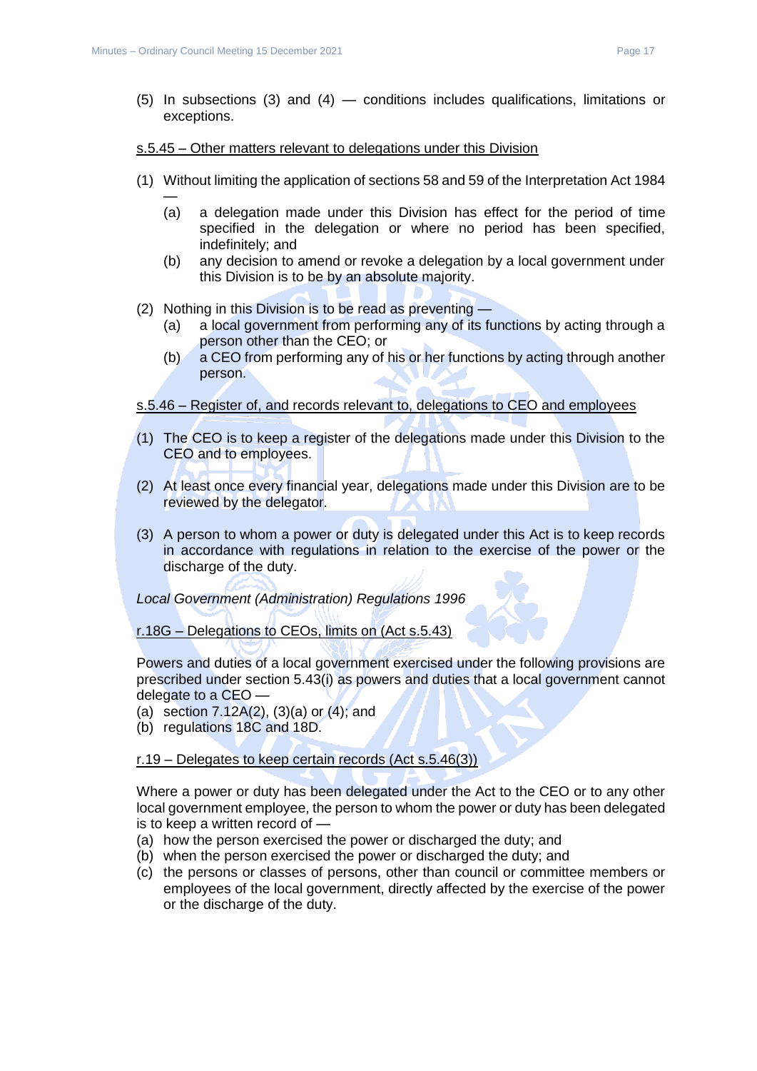(5) In subsections (3) and (4) — conditions includes qualifications, limitations or exceptions.

<u>s.5.45 – Other matters relevant to delegations under this Division</u>

(1) Without limiting the application of sections 58 and 59 of the Interpretation Act 1984 —
   - (a) a delegation made under this Division has effect for the period of time specified in the delegation or where no period has been specified, indefinitely; and
   - (b) any decision to amend or revoke a delegation by a local government under this Division is to be by an absolute majority.

(2) Nothing in this Division is to be read as preventing —
   - (a) a local government from performing any of its functions by acting through a person other than the CEO; or
   - (b) a CEO from performing any of his or her functions by acting through another person.

<u>s.5.46 – Register of, and records relevant to, delegations to CEO and employees</u>

(1) The CEO is to keep a register of the delegations made under this Division to the CEO and to employees.

(2) At least once every financial year, delegations made under this Division are to be reviewed by the delegator.

(3) A person to whom a power or duty is delegated under this Act is to keep records in accordance with regulations in relation to the exercise of the power or the discharge of the duty.

*Local Government (Administration) Regulations 1996*

<u>r.18G – Delegations to CEOs, limits on (Act s.5.43)</u>

Powers and duties of a local government exercised under the following provisions are prescribed under section 5.43(i) as powers and duties that a local government cannot delegate to a CEO —

(a) section 7.12A(2), (3)(a) or (4); and
(b) regulations 18C and 18D.

<u>r.19 – Delegates to keep certain records (Act s.5.46(3))</u>

Where a power or duty has been delegated under the Act to the CEO or to any other local government employee, the person to whom the power or duty has been delegated is to keep a written record of —

(a) how the person exercised the power or discharged the duty; and
(b) when the person exercised the power or discharged the duty; and
(c) the persons or classes of persons, other than council or committee members or employees of the local government, directly affected by the exercise of the power or the discharge of the duty.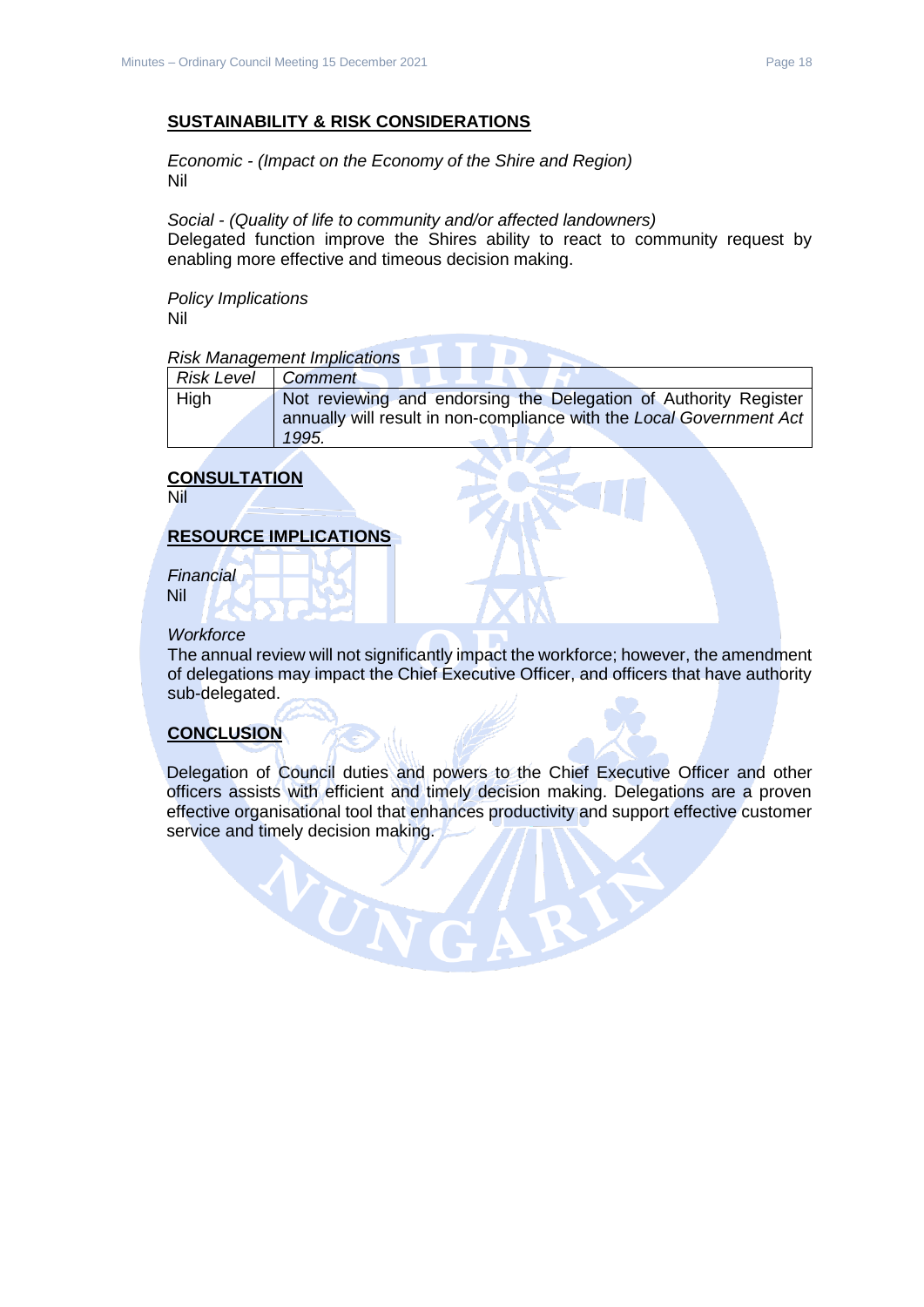## SUSTAINABILITY & RISK CONSIDERATIONS

*Economic - (Impact on the Economy of the Shire and Region)*
Nil

*Social - (Quality of life to community and/or affected landowners)*
Delegated function improve the Shires ability to react to community request by enabling more effective and timeous decision making.

*Policy Implications*
Nil

*Risk Management Implications*

| *Risk Level* | *Comment* |
|---|---|
| High | Not reviewing and endorsing the Delegation of Authority Register annually will result in non-compliance with the *Local Government Act 1995.* |

## CONSULTATION

Nil

## RESOURCE IMPLICATIONS

*Financial*
Nil

*Workforce*
The annual review will not significantly impact the workforce; however, the amendment of delegations may impact the Chief Executive Officer, and officers that have authority sub-delegated.

## CONCLUSION

Delegation of Council duties and powers to the Chief Executive Officer and other officers assists with efficient and timely decision making. Delegations are a proven effective organisational tool that enhances productivity and support effective customer service and timely decision making.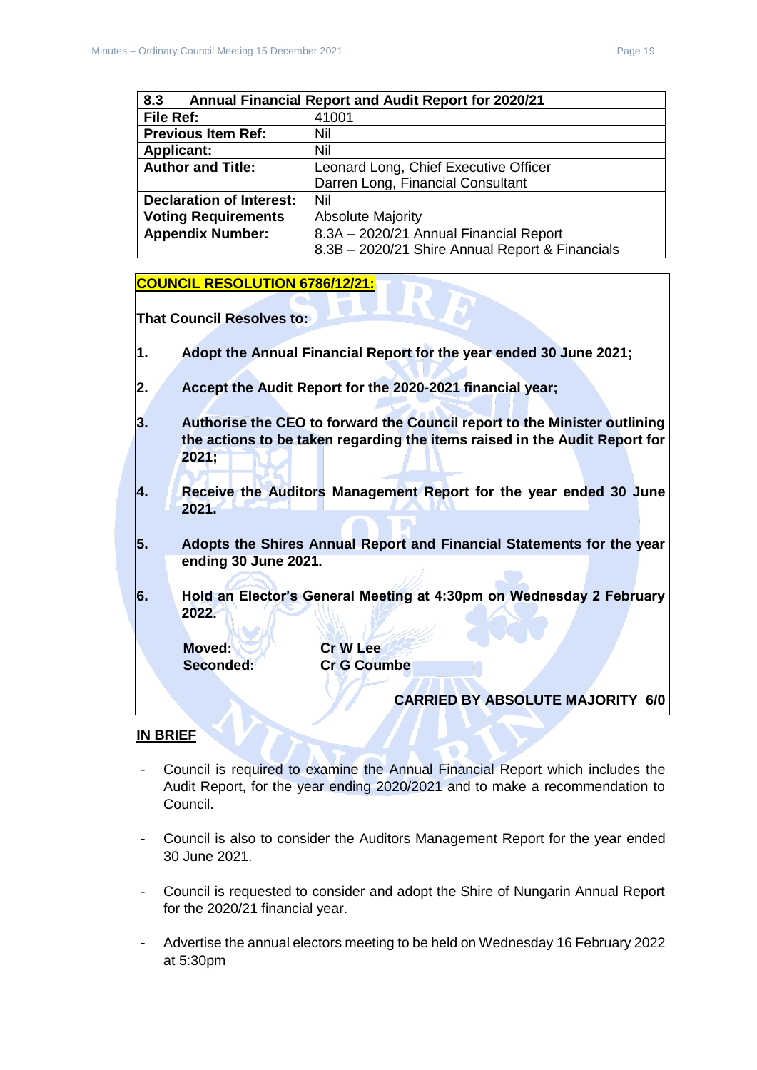| 8.3 | Annual Financial Report and Audit Report for 2020/21 |
|---|---|
| **File Ref:** | 41001 |
| **Previous Item Ref:** | Nil |
| **Applicant:** | Nil |
| **Author and Title:** | Leonard Long, Chief Executive Officer<br>Darren Long, Financial Consultant |
| **Declaration of Interest:** | Nil |
| **Voting Requirements** | Absolute Majority |
| **Appendix Number:** | 8.3A – 2020/21 Annual Financial Report<br>8.3B – 2020/21 Shire Annual Report & Financials |

**COUNCIL RESOLUTION 6786/12/21:**

**That Council Resolves to:**

**1. Adopt the Annual Financial Report for the year ended 30 June 2021;**

**2. Accept the Audit Report for the 2020-2021 financial year;**

**3. Authorise the CEO to forward the Council report to the Minister outlining the actions to be taken regarding the items raised in the Audit Report for 2021;**

**4. Receive the Auditors Management Report for the year ended 30 June 2021.**

**5. Adopts the Shires Annual Report and Financial Statements for the year ending 30 June 2021.**

**6. Hold an Elector's General Meeting at 4:30pm on Wednesday 2 February 2022.**

**Moved: Cr W Lee**
**Seconded: Cr G Coumbe**

**CARRIED BY ABSOLUTE MAJORITY 6/0**

## IN BRIEF

- Council is required to examine the Annual Financial Report which includes the Audit Report, for the year ending 2020/2021 and to make a recommendation to Council.
- Council is also to consider the Auditors Management Report for the year ended 30 June 2021.
- Council is requested to consider and adopt the Shire of Nungarin Annual Report for the 2020/21 financial year.
- Advertise the annual electors meeting to be held on Wednesday 16 February 2022 at 5:30pm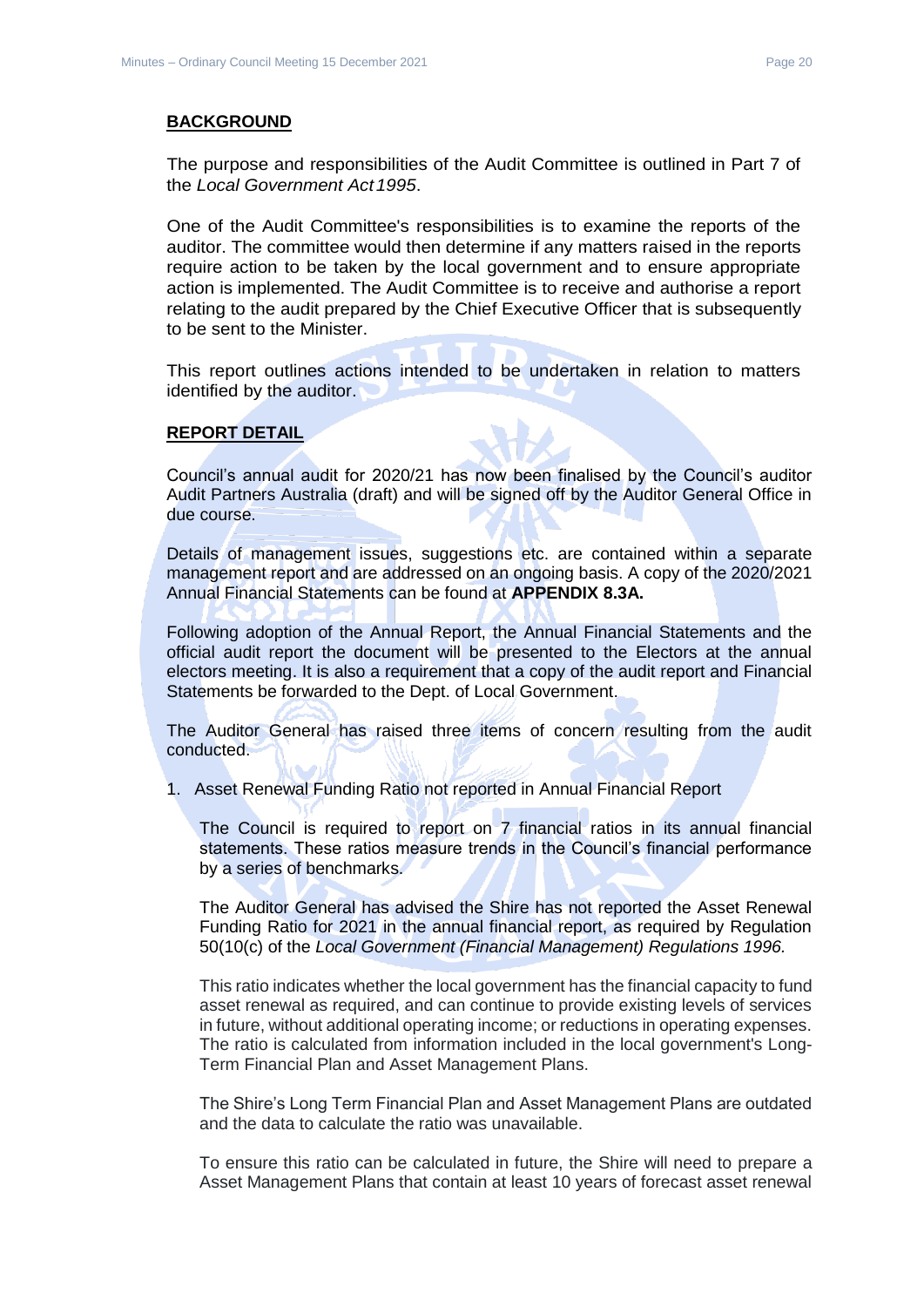**BACKGROUND**

The purpose and responsibilities of the Audit Committee is outlined in Part 7 of the *Local Government Act 1995*.

One of the Audit Committee's responsibilities is to examine the reports of the auditor. The committee would then determine if any matters raised in the reports require action to be taken by the local government and to ensure appropriate action is implemented. The Audit Committee is to receive and authorise a report relating to the audit prepared by the Chief Executive Officer that is subsequently to be sent to the Minister.

This report outlines actions intended to be undertaken in relation to matters identified by the auditor.

**REPORT DETAIL**

Council's annual audit for 2020/21 has now been finalised by the Council's auditor Audit Partners Australia (draft) and will be signed off by the Auditor General Office in due course.

Details of management issues, suggestions etc. are contained within a separate management report and are addressed on an ongoing basis. A copy of the 2020/2021 Annual Financial Statements can be found at **APPENDIX 8.3A.**

Following adoption of the Annual Report, the Annual Financial Statements and the official audit report the document will be presented to the Electors at the annual electors meeting. It is also a requirement that a copy of the audit report and Financial Statements be forwarded to the Dept. of Local Government.

The Auditor General has raised three items of concern resulting from the audit conducted.

1. Asset Renewal Funding Ratio not reported in Annual Financial Report

   The Council is required to report on 7 financial ratios in its annual financial statements. These ratios measure trends in the Council's financial performance by a series of benchmarks.

   The Auditor General has advised the Shire has not reported the Asset Renewal Funding Ratio for 2021 in the annual financial report, as required by Regulation 50(10(c) of the *Local Government (Financial Management) Regulations 1996.*

   This ratio indicates whether the local government has the financial capacity to fund asset renewal as required, and can continue to provide existing levels of services in future, without additional operating income; or reductions in operating expenses. The ratio is calculated from information included in the local government's Long-Term Financial Plan and Asset Management Plans.

   The Shire's Long Term Financial Plan and Asset Management Plans are outdated and the data to calculate the ratio was unavailable.

   To ensure this ratio can be calculated in future, the Shire will need to prepare a Asset Management Plans that contain at least 10 years of forecast asset renewal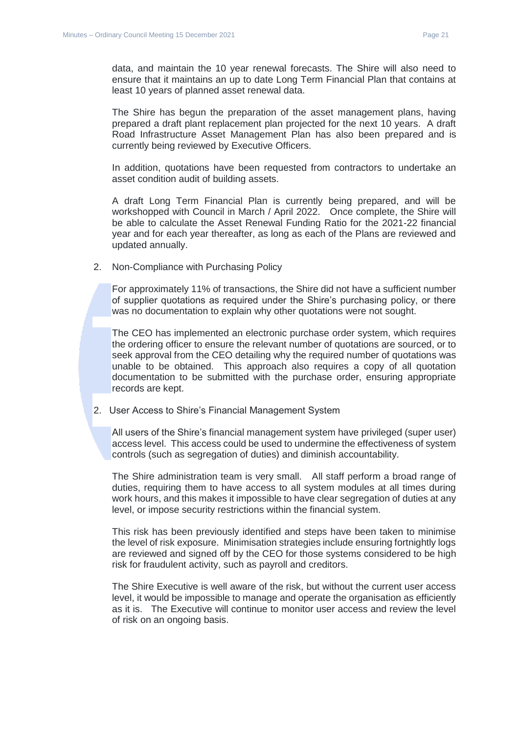data, and maintain the 10 year renewal forecasts. The Shire will also need to ensure that it maintains an up to date Long Term Financial Plan that contains at least 10 years of planned asset renewal data.

The Shire has begun the preparation of the asset management plans, having prepared a draft plant replacement plan projected for the next 10 years. A draft Road Infrastructure Asset Management Plan has also been prepared and is currently being reviewed by Executive Officers.

In addition, quotations have been requested from contractors to undertake an asset condition audit of building assets.

A draft Long Term Financial Plan is currently being prepared, and will be workshopped with Council in March / April 2022. Once complete, the Shire will be able to calculate the Asset Renewal Funding Ratio for the 2021-22 financial year and for each year thereafter, as long as each of the Plans are reviewed and updated annually.

2. Non-Compliance with Purchasing Policy

   For approximately 11% of transactions, the Shire did not have a sufficient number of supplier quotations as required under the Shire's purchasing policy, or there was no documentation to explain why other quotations were not sought.

   The CEO has implemented an electronic purchase order system, which requires the ordering officer to ensure the relevant number of quotations are sourced, or to seek approval from the CEO detailing why the required number of quotations was unable to be obtained. This approach also requires a copy of all quotation documentation to be submitted with the purchase order, ensuring appropriate records are kept.

2. User Access to Shire's Financial Management System

   All users of the Shire's financial management system have privileged (super user) access level. This access could be used to undermine the effectiveness of system controls (such as segregation of duties) and diminish accountability.

   The Shire administration team is very small. All staff perform a broad range of duties, requiring them to have access to all system modules at all times during work hours, and this makes it impossible to have clear segregation of duties at any level, or impose security restrictions within the financial system.

   This risk has been previously identified and steps have been taken to minimise the level of risk exposure. Minimisation strategies include ensuring fortnightly logs are reviewed and signed off by the CEO for those systems considered to be high risk for fraudulent activity, such as payroll and creditors.

   The Shire Executive is well aware of the risk, but without the current user access level, it would be impossible to manage and operate the organisation as efficiently as it is. The Executive will continue to monitor user access and review the level of risk on an ongoing basis.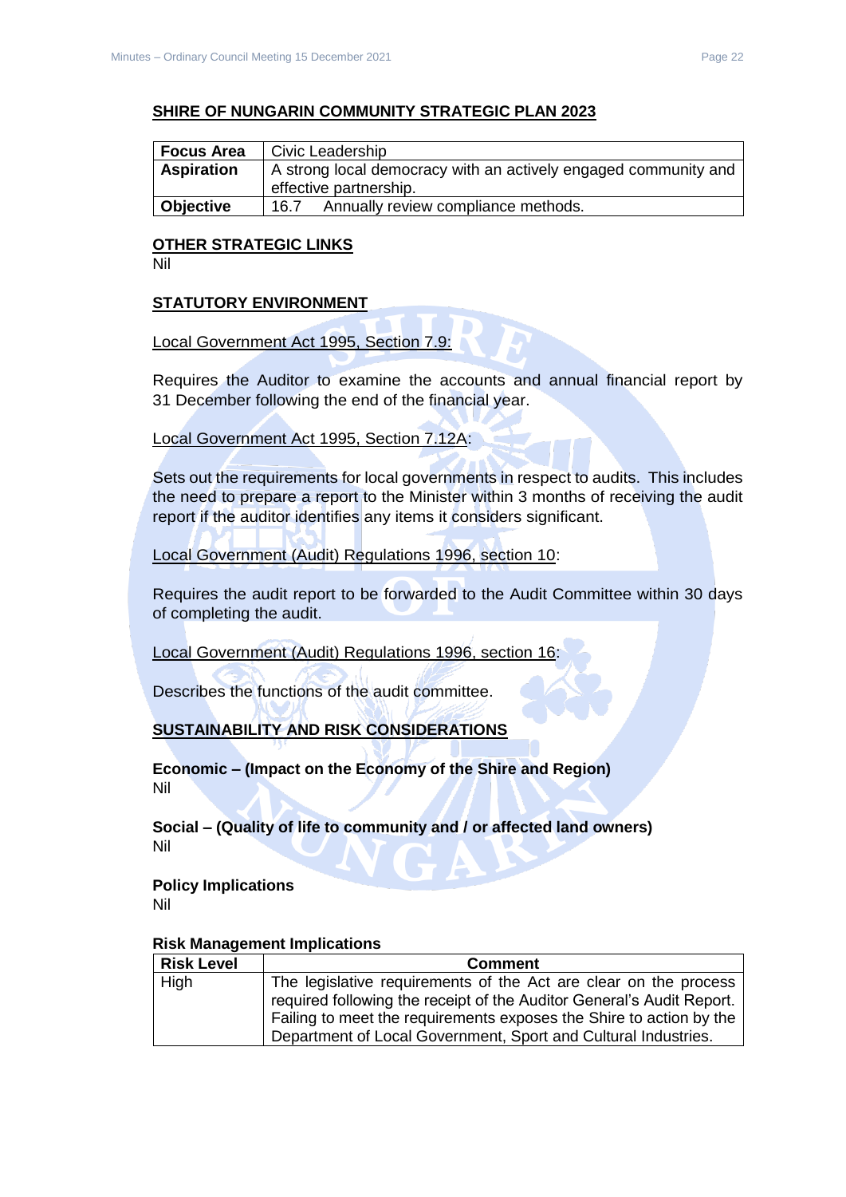## SHIRE OF NUNGARIN COMMUNITY STRATEGIC PLAN 2023

| **Focus Area** | Civic Leadership |
|---|---|
| **Aspiration** | A strong local democracy with an actively engaged community and effective partnership. |
| **Objective** | 16.7 Annually review compliance methods. |

## OTHER STRATEGIC LINKS

Nil

## STATUTORY ENVIRONMENT

Local Government Act 1995, Section 7.9:

Requires the Auditor to examine the accounts and annual financial report by 31 December following the end of the financial year.

Local Government Act 1995, Section 7.12A:

Sets out the requirements for local governments in respect to audits. This includes the need to prepare a report to the Minister within 3 months of receiving the audit report if the auditor identifies any items it considers significant.

Local Government (Audit) Regulations 1996, section 10:

Requires the audit report to be forwarded to the Audit Committee within 30 days of completing the audit.

Local Government (Audit) Regulations 1996, section 16:

Describes the functions of the audit committee.

## SUSTAINABILITY AND RISK CONSIDERATIONS

**Economic – (Impact on the Economy of the Shire and Region)**
Nil

**Social – (Quality of life to community and / or affected land owners)**
Nil

**Policy Implications**
Nil

**Risk Management Implications**

| Risk Level | Comment |
|---|---|
| High | The legislative requirements of the Act are clear on the process required following the receipt of the Auditor General's Audit Report. Failing to meet the requirements exposes the Shire to action by the Department of Local Government, Sport and Cultural Industries. |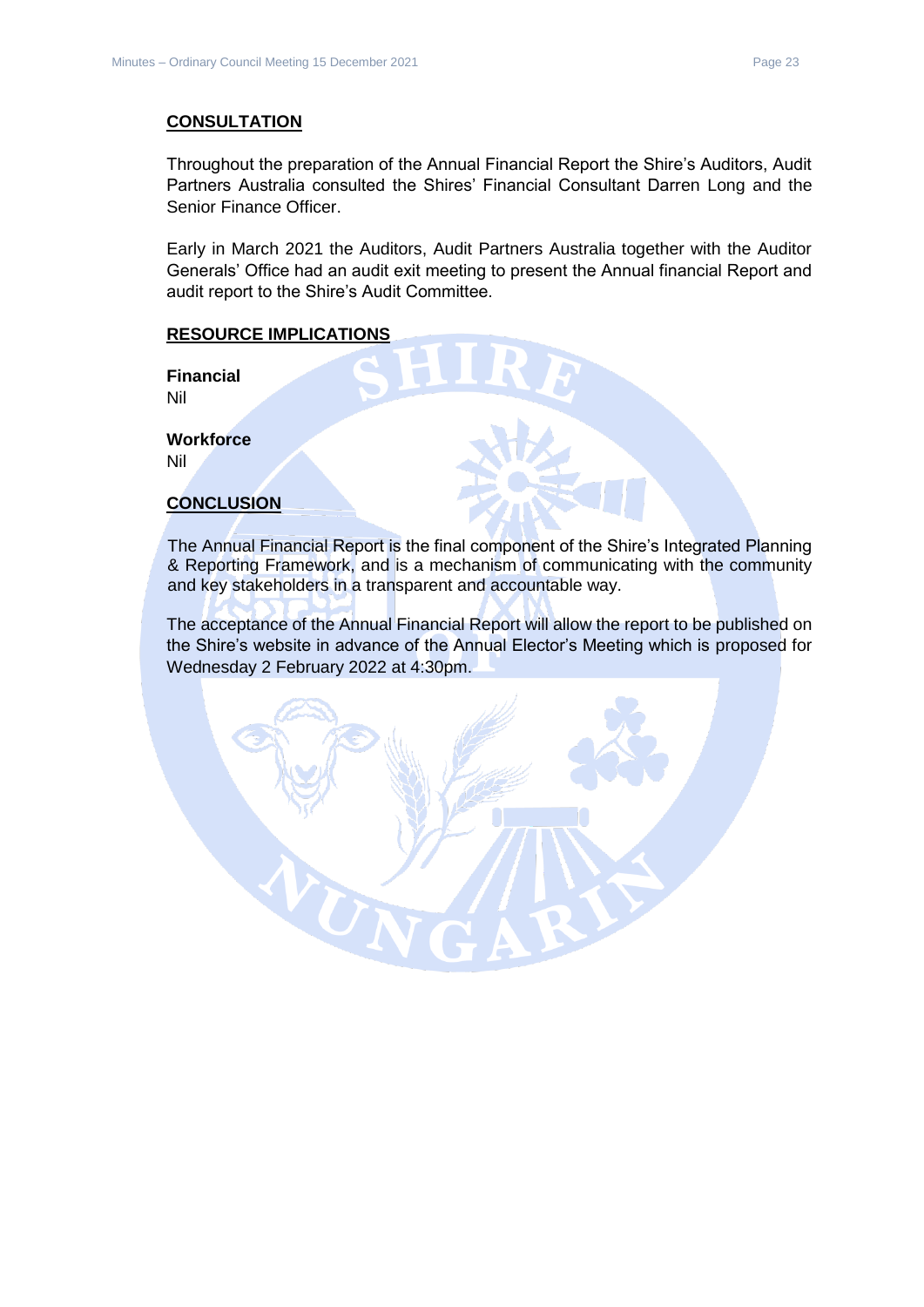## CONSULTATION

Throughout the preparation of the Annual Financial Report the Shire's Auditors, Audit Partners Australia consulted the Shires' Financial Consultant Darren Long and the Senior Finance Officer.

Early in March 2021 the Auditors, Audit Partners Australia together with the Auditor Generals' Office had an audit exit meeting to present the Annual financial Report and audit report to the Shire's Audit Committee.

## RESOURCE IMPLICATIONS

**Financial**
Nil

**Workforce**
Nil

## CONCLUSION

The Annual Financial Report is the final component of the Shire's Integrated Planning & Reporting Framework, and is a mechanism of communicating with the community and key stakeholders in a transparent and accountable way.

The acceptance of the Annual Financial Report will allow the report to be published on the Shire's website in advance of the Annual Elector's Meeting which is proposed for Wednesday 2 February 2022 at 4:30pm.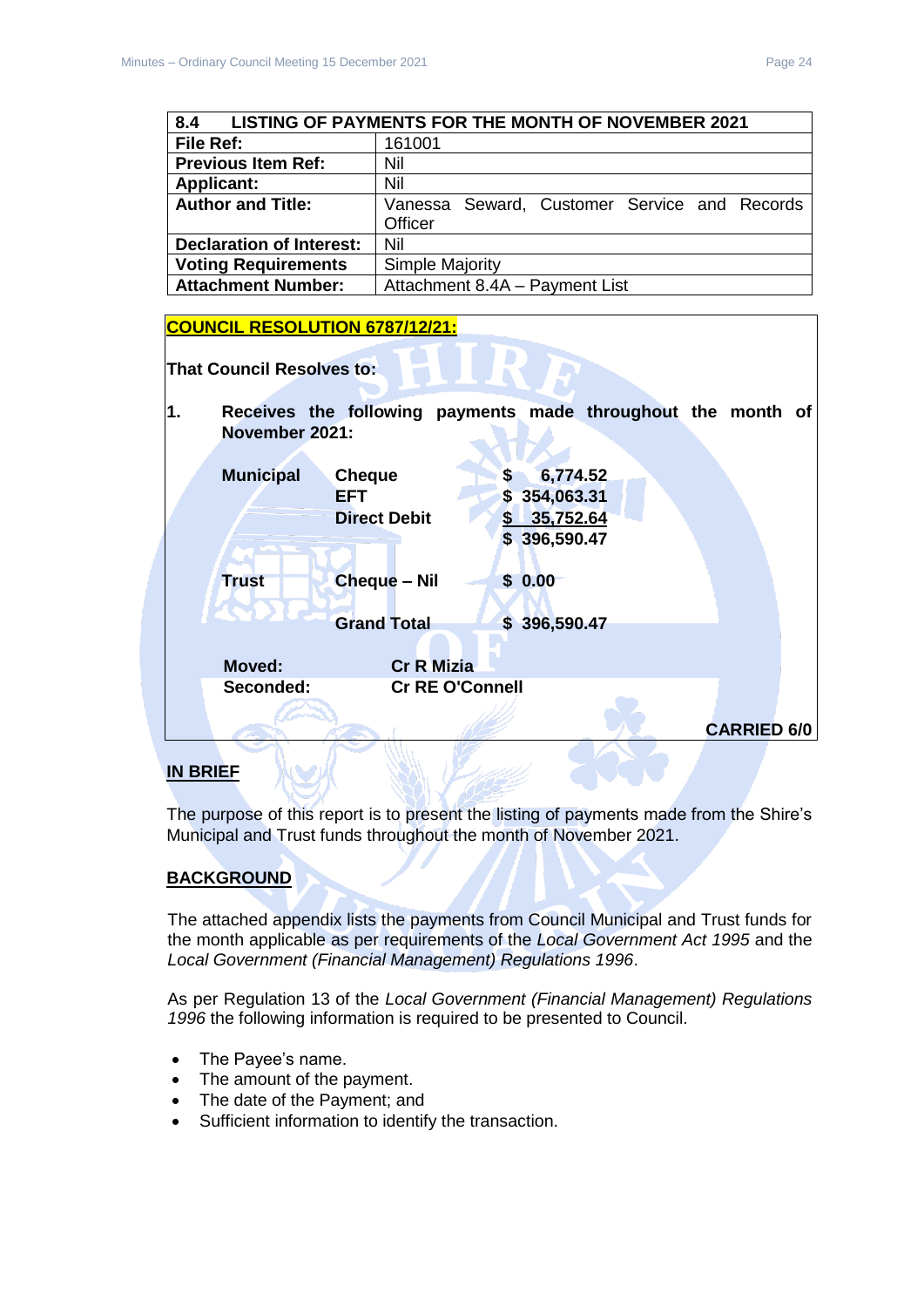| 8.4 | LISTING OF PAYMENTS FOR THE MONTH OF NOVEMBER 2021 |
|---|---|
| **File Ref:** | 161001 |
| **Previous Item Ref:** | Nil |
| **Applicant:** | Nil |
| **Author and Title:** | Vanessa Seward, Customer Service and Records Officer |
| **Declaration of Interest:** | Nil |
| **Voting Requirements** | Simple Majority |
| **Attachment Number:** | Attachment 8.4A – Payment List |

**COUNCIL RESOLUTION 6787/12/21:**

**That Council Resolves to:**

**1. Receives the following payments made throughout the month of November 2021:**

| | | |
|---|---|---|
| **Municipal** | **Cheque** | **$ 6,774.52** |
| | **EFT** | **$ 354,063.31** |
| | **Direct Debit** | **$ 35,752.64** |
| | | **$ 396,590.47** |
| **Trust** | **Cheque – Nil** | **$ 0.00** |
| | **Grand Total** | **$ 396,590.47** |

**Moved:** Cr R Mizia
**Seconded:** Cr RE O'Connell

**CARRIED 6/0**

## IN BRIEF

The purpose of this report is to present the listing of payments made from the Shire's Municipal and Trust funds throughout the month of November 2021.

## BACKGROUND

The attached appendix lists the payments from Council Municipal and Trust funds for the month applicable as per requirements of the *Local Government Act 1995* and the *Local Government (Financial Management) Regulations 1996*.

As per Regulation 13 of the *Local Government (Financial Management) Regulations 1996* the following information is required to be presented to Council.

- The Payee's name.
- The amount of the payment.
- The date of the Payment; and
- Sufficient information to identify the transaction.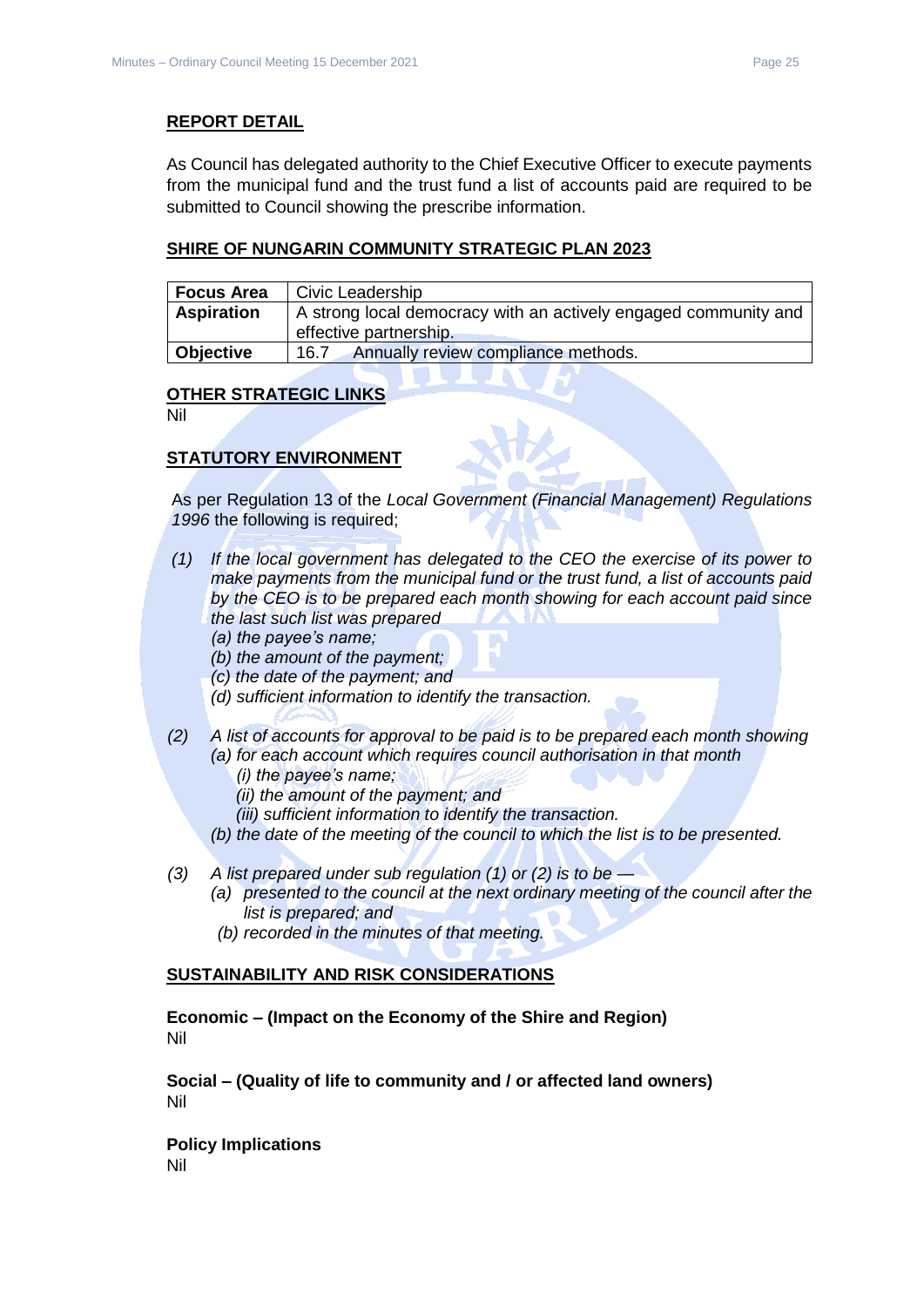## REPORT DETAIL

As Council has delegated authority to the Chief Executive Officer to execute payments from the municipal fund and the trust fund a list of accounts paid are required to be submitted to Council showing the prescribe information.

## SHIRE OF NUNGARIN COMMUNITY STRATEGIC PLAN 2023

| **Focus Area** | Civic Leadership |
|---|---|
| **Aspiration** | A strong local democracy with an actively engaged community and effective partnership. |
| **Objective** | 16.7 Annually review compliance methods. |

## OTHER STRATEGIC LINKS

Nil

## STATUTORY ENVIRONMENT

As per Regulation 13 of the *Local Government (Financial Management) Regulations 1996* the following is required;

*(1) If the local government has delegated to the CEO the exercise of its power to make payments from the municipal fund or the trust fund, a list of accounts paid by the CEO is to be prepared each month showing for each account paid since the last such list was prepared*

*(a) the payee's name;*

*(b) the amount of the payment;*

*(c) the date of the payment; and*

*(d) sufficient information to identify the transaction.*

*(2) A list of accounts for approval to be paid is to be prepared each month showing*

*(a) for each account which requires council authorisation in that month*

*(i) the payee's name;*

*(ii) the amount of the payment; and*

*(iii) sufficient information to identify the transaction.*

*(b) the date of the meeting of the council to which the list is to be presented.*

*(3) A list prepared under sub regulation (1) or (2) is to be —*

*(a) presented to the council at the next ordinary meeting of the council after the list is prepared; and*

*(b) recorded in the minutes of that meeting.*

## SUSTAINABILITY AND RISK CONSIDERATIONS

**Economic – (Impact on the Economy of the Shire and Region)**

Nil

**Social – (Quality of life to community and / or affected land owners)**

Nil

**Policy Implications**

Nil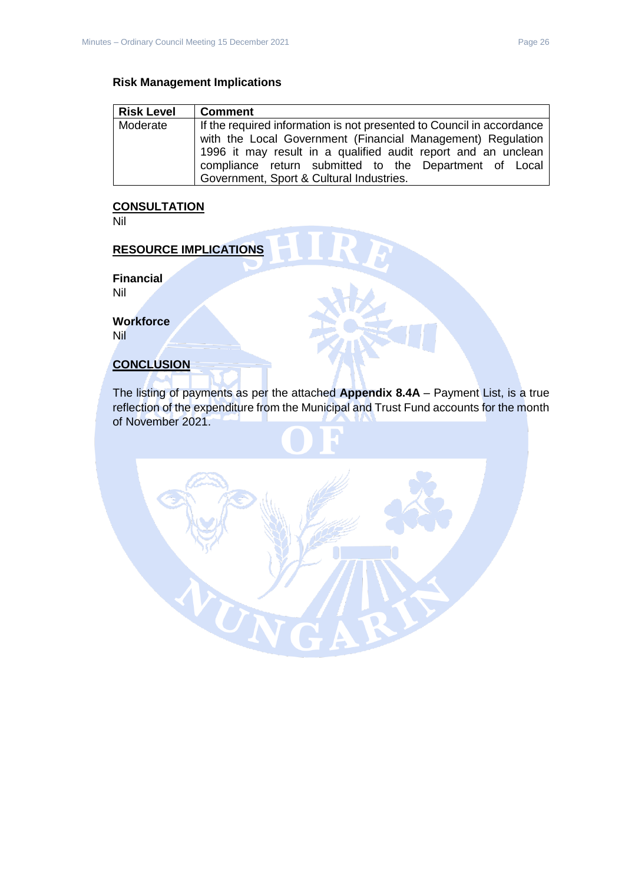**Risk Management Implications**

| Risk Level | Comment |
|---|---|
| Moderate | If the required information is not presented to Council in accordance with the Local Government (Financial Management) Regulation 1996 it may result in a qualified audit report and an unclean compliance return submitted to the Department of Local Government, Sport & Cultural Industries. |

**CONSULTATION**

Nil

**RESOURCE IMPLICATIONS**

**Financial**

Nil

**Workforce**

Nil

**CONCLUSION**

The listing of payments as per the attached **Appendix 8.4A** – Payment List, is a true reflection of the expenditure from the Municipal and Trust Fund accounts for the month of November 2021.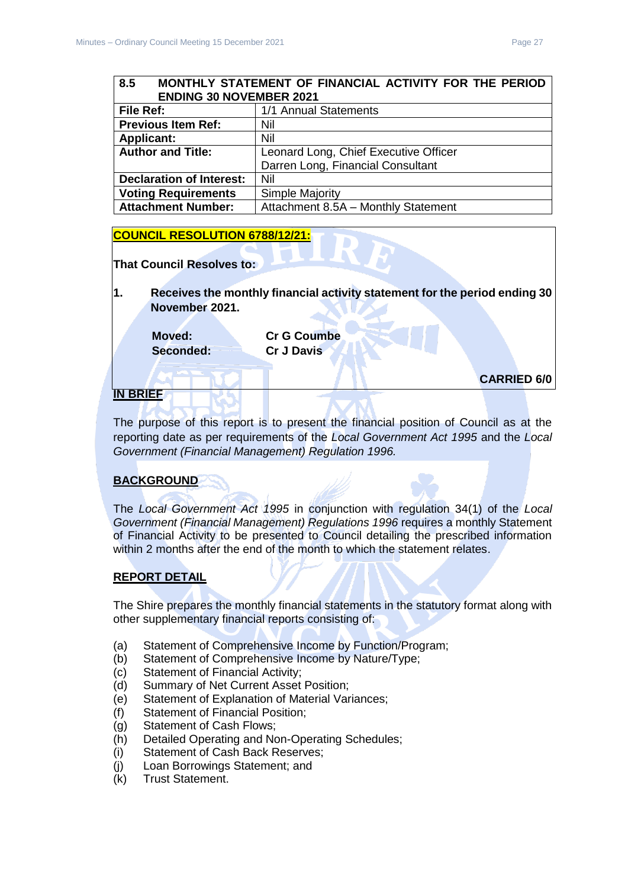| 8.5 | MONTHLY STATEMENT OF FINANCIAL ACTIVITY FOR THE PERIOD ENDING 30 NOVEMBER 2021 |
|---|---|
| **File Ref:** | 1/1 Annual Statements |
| **Previous Item Ref:** | Nil |
| **Applicant:** | Nil |
| **Author and Title:** | Leonard Long, Chief Executive Officer<br>Darren Long, Financial Consultant |
| **Declaration of Interest:** | Nil |
| **Voting Requirements** | Simple Majority |
| **Attachment Number:** | Attachment 8.5A – Monthly Statement |

**COUNCIL RESOLUTION 6788/12/21:**

**That Council Resolves to:**

**1. Receives the monthly financial activity statement for the period ending 30 November 2021.**

| | |
|---|---|
| **Moved:** | **Cr G Coumbe** |
| **Seconded:** | **Cr J Davis** |

**CARRIED 6/0**

**IN BRIEF**

The purpose of this report is to present the financial position of Council as at the reporting date as per requirements of the *Local Government Act 1995* and the *Local Government (Financial Management) Regulation 1996.*

**BACKGROUND**

The *Local Government Act 1995* in conjunction with regulation 34(1) of the *Local Government (Financial Management) Regulations 1996* requires a monthly Statement of Financial Activity to be presented to Council detailing the prescribed information within 2 months after the end of the month to which the statement relates.

**REPORT DETAIL**

The Shire prepares the monthly financial statements in the statutory format along with other supplementary financial reports consisting of:

(a) Statement of Comprehensive Income by Function/Program;
(b) Statement of Comprehensive Income by Nature/Type;
(c) Statement of Financial Activity;
(d) Summary of Net Current Asset Position;
(e) Statement of Explanation of Material Variances;
(f) Statement of Financial Position;
(g) Statement of Cash Flows;
(h) Detailed Operating and Non-Operating Schedules;
(i) Statement of Cash Back Reserves;
(j) Loan Borrowings Statement; and
(k) Trust Statement.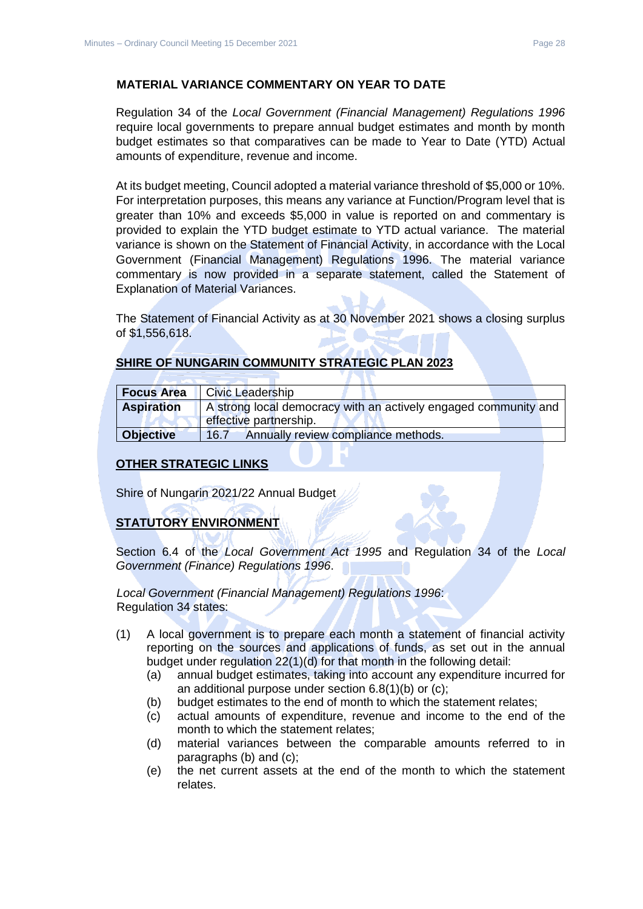**MATERIAL VARIANCE COMMENTARY ON YEAR TO DATE**

Regulation 34 of the *Local Government (Financial Management) Regulations 1996* require local governments to prepare annual budget estimates and month by month budget estimates so that comparatives can be made to Year to Date (YTD) Actual amounts of expenditure, revenue and income.

At its budget meeting, Council adopted a material variance threshold of $5,000 or 10%. For interpretation purposes, this means any variance at Function/Program level that is greater than 10% and exceeds $5,000 in value is reported on and commentary is provided to explain the YTD budget estimate to YTD actual variance. The material variance is shown on the Statement of Financial Activity, in accordance with the Local Government (Financial Management) Regulations 1996. The material variance commentary is now provided in a separate statement, called the Statement of Explanation of Material Variances.

The Statement of Financial Activity as at 30 November 2021 shows a closing surplus of $1,556,618.

## SHIRE OF NUNGARIN COMMUNITY STRATEGIC PLAN 2023

| | |
|---|---|
| **Focus Area** | Civic Leadership |
| **Aspiration** | A strong local democracy with an actively engaged community and effective partnership. |
| **Objective** | 16.7 Annually review compliance methods. |

## OTHER STRATEGIC LINKS

Shire of Nungarin 2021/22 Annual Budget

## STATUTORY ENVIRONMENT

Section 6.4 of the *Local Government Act 1995* and Regulation 34 of the *Local Government (Finance) Regulations 1996*.

*Local Government (Financial Management) Regulations 1996*:
Regulation 34 states:

(1) A local government is to prepare each month a statement of financial activity reporting on the sources and applications of funds, as set out in the annual budget under regulation 22(1)(d) for that month in the following detail:
   (a) annual budget estimates, taking into account any expenditure incurred for an additional purpose under section 6.8(1)(b) or (c);
   (b) budget estimates to the end of month to which the statement relates;
   (c) actual amounts of expenditure, revenue and income to the end of the month to which the statement relates;
   (d) material variances between the comparable amounts referred to in paragraphs (b) and (c);
   (e) the net current assets at the end of the month to which the statement relates.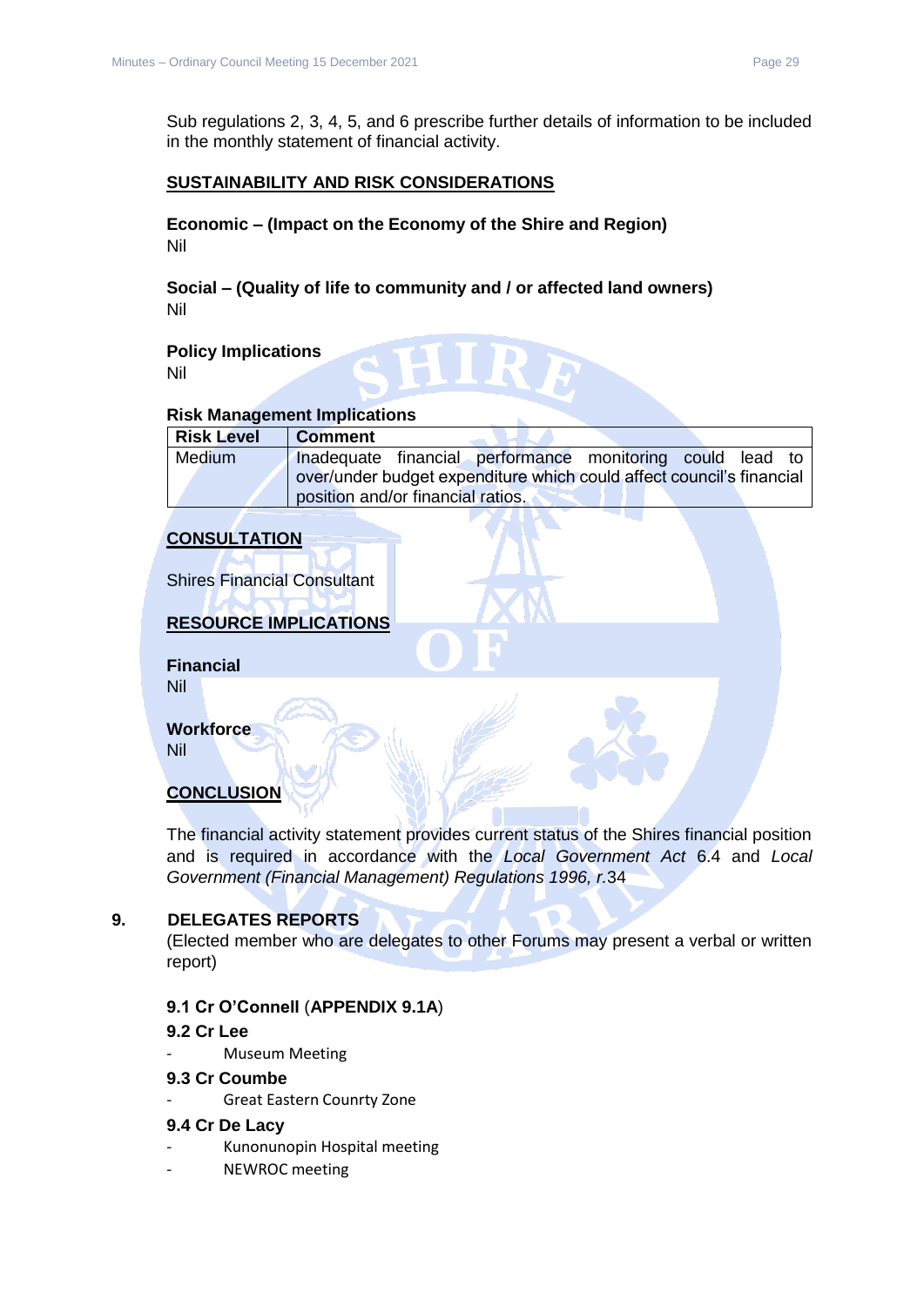Sub regulations 2, 3, 4, 5, and 6 prescribe further details of information to be included in the monthly statement of financial activity.

**SUSTAINABILITY AND RISK CONSIDERATIONS**

**Economic – (Impact on the Economy of the Shire and Region)**
Nil

**Social – (Quality of life to community and / or affected land owners)**
Nil

**Policy Implications**
Nil

**Risk Management Implications**

| Risk Level | Comment |
|---|---|
| Medium | Inadequate financial performance monitoring could lead to over/under budget expenditure which could affect council's financial position and/or financial ratios. |

**CONSULTATION**

Shires Financial Consultant

**RESOURCE IMPLICATIONS**

**Financial**
Nil

**Workforce**
Nil

**CONCLUSION**

The financial activity statement provides current status of the Shires financial position and is required in accordance with the *Local Government Act* 6.4 and *Local Government (Financial Management) Regulations 1996, r.*34

## 9. DELEGATES REPORTS

(Elected member who are delegates to other Forums may present a verbal or written report)

### 9.1 Cr O'Connell (APPENDIX 9.1A)

### 9.2 Cr Lee

- Museum Meeting

### 9.3 Cr Coumbe

- Great Eastern Counrty Zone

### 9.4 Cr De Lacy

- Kununopin Hospital meeting
- NEWROC meeting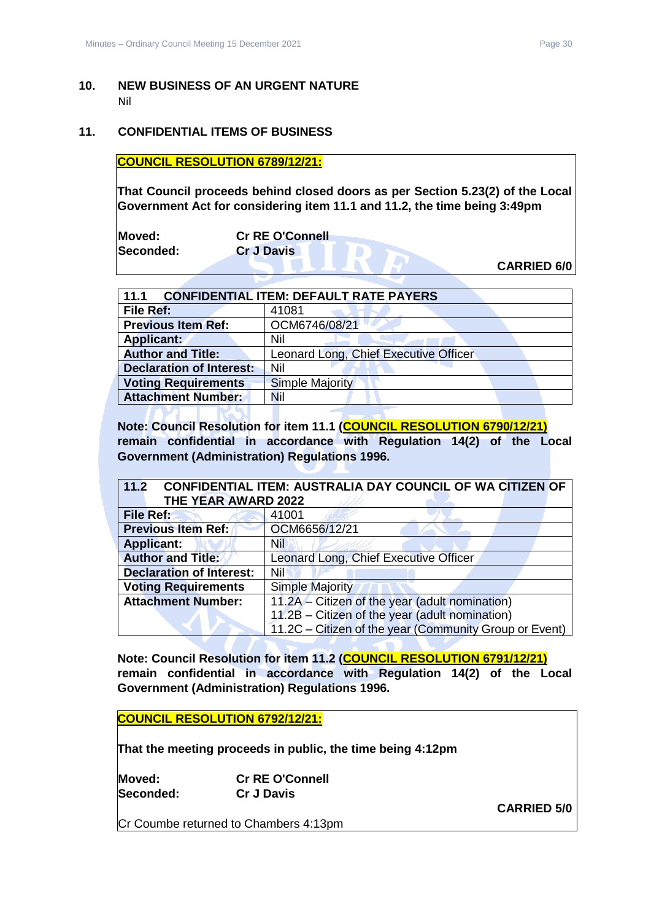## 10. NEW BUSINESS OF AN URGENT NATURE

Nil

## 11. CONFIDENTIAL ITEMS OF BUSINESS

**COUNCIL RESOLUTION 6789/12/21:**

**That Council proceeds behind closed doors as per Section 5.23(2) of the Local Government Act for considering item 11.1 and 11.2, the time being 3:49pm**

**Moved:** **Cr RE O'Connell**
**Seconded:** **Cr J Davis**

**CARRIED 6/0**

| **11.1 CONFIDENTIAL ITEM: DEFAULT RATE PAYERS** | |
|---|---|
| **File Ref:** | 41081 |
| **Previous Item Ref:** | OCM6746/08/21 |
| **Applicant:** | Nil |
| **Author and Title:** | Leonard Long, Chief Executive Officer |
| **Declaration of Interest:** | Nil |
| **Voting Requirements** | Simple Majority |
| **Attachment Number:** | Nil |

**Note: Council Resolution for item 11.1 (COUNCIL RESOLUTION 6790/12/21) remain confidential in accordance with Regulation 14(2) of the Local Government (Administration) Regulations 1996.**

| **11.2 CONFIDENTIAL ITEM: AUSTRALIA DAY COUNCIL OF WA CITIZEN OF THE YEAR AWARD 2022** | |
|---|---|
| **File Ref:** | 41001 |
| **Previous Item Ref:** | OCM6656/12/21 |
| **Applicant:** | Nil |
| **Author and Title:** | Leonard Long, Chief Executive Officer |
| **Declaration of Interest:** | Nil |
| **Voting Requirements** | Simple Majority |
| **Attachment Number:** | 11.2A – Citizen of the year (adult nomination)<br>11.2B – Citizen of the year (adult nomination)<br>11.2C – Citizen of the year (Community Group or Event) |

**Note: Council Resolution for item 11.2 (COUNCIL RESOLUTION 6791/12/21) remain confidential in accordance with Regulation 14(2) of the Local Government (Administration) Regulations 1996.**

**COUNCIL RESOLUTION 6792/12/21:**

**That the meeting proceeds in public, the time being 4:12pm**

**Moved:** **Cr RE O'Connell**
**Seconded:** **Cr J Davis**

**CARRIED 5/0**

Cr Coumbe returned to Chambers 4:13pm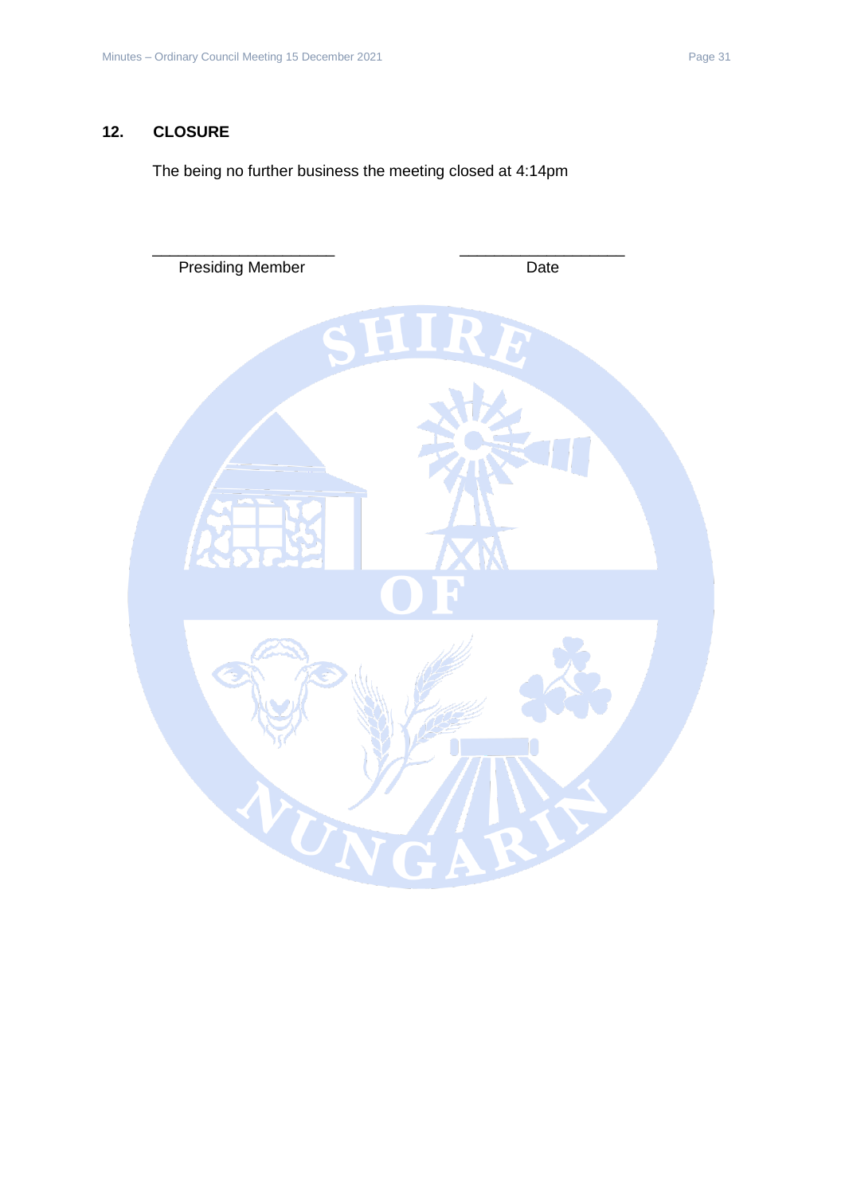## 12. CLOSURE

The being no further business the meeting closed at 4:14pm

\_\_\_\_\_\_\_\_\_\_\_\_\_\_\_\_\_\_\_\_\_\_\_ \_\_\_\_\_\_\_\_\_\_\_\_\_\_\_\_\_\_\_\_\_

Presiding Member Date